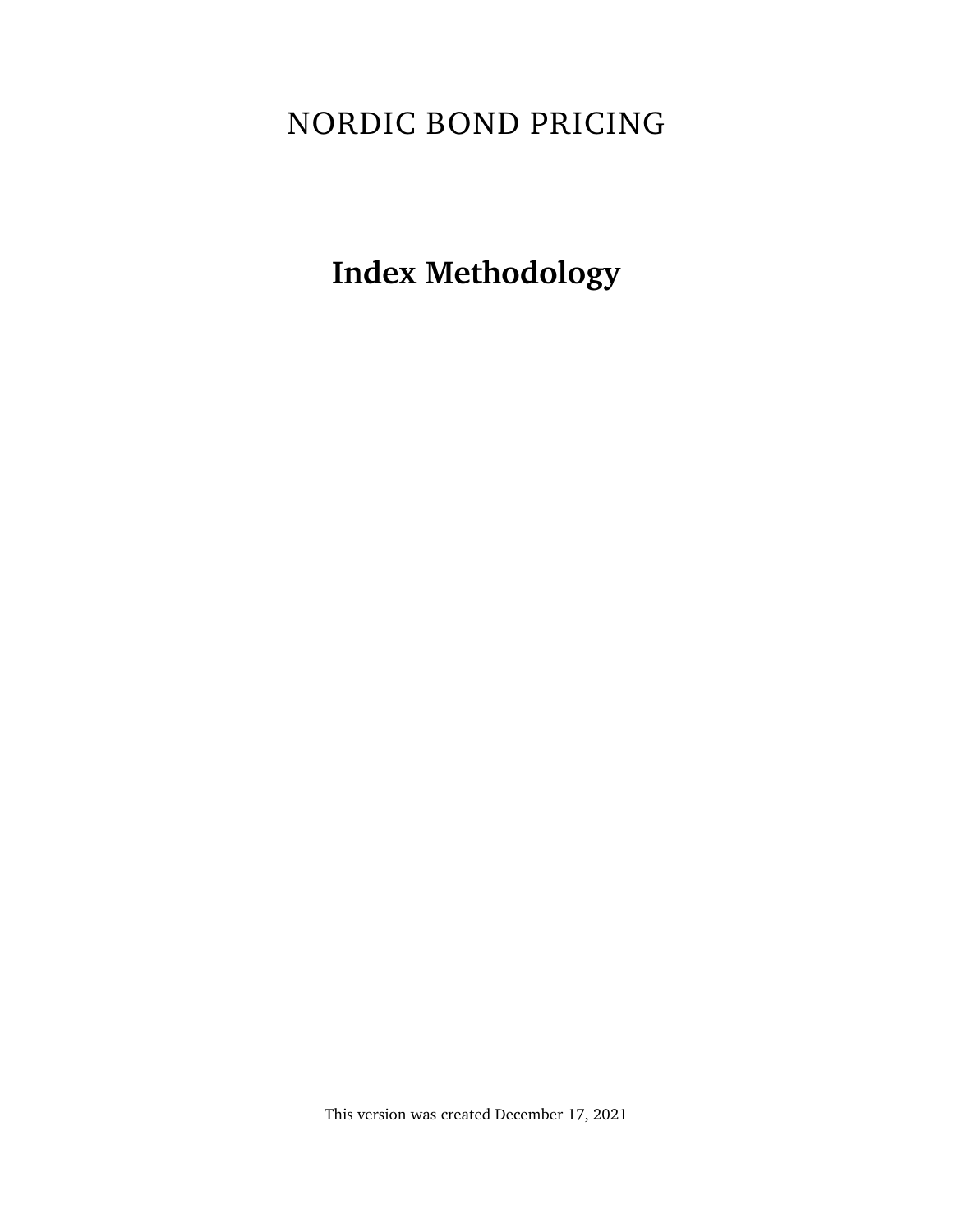NORDIC BOND PRICING

# Index Methodology

This version was created December 17, 2021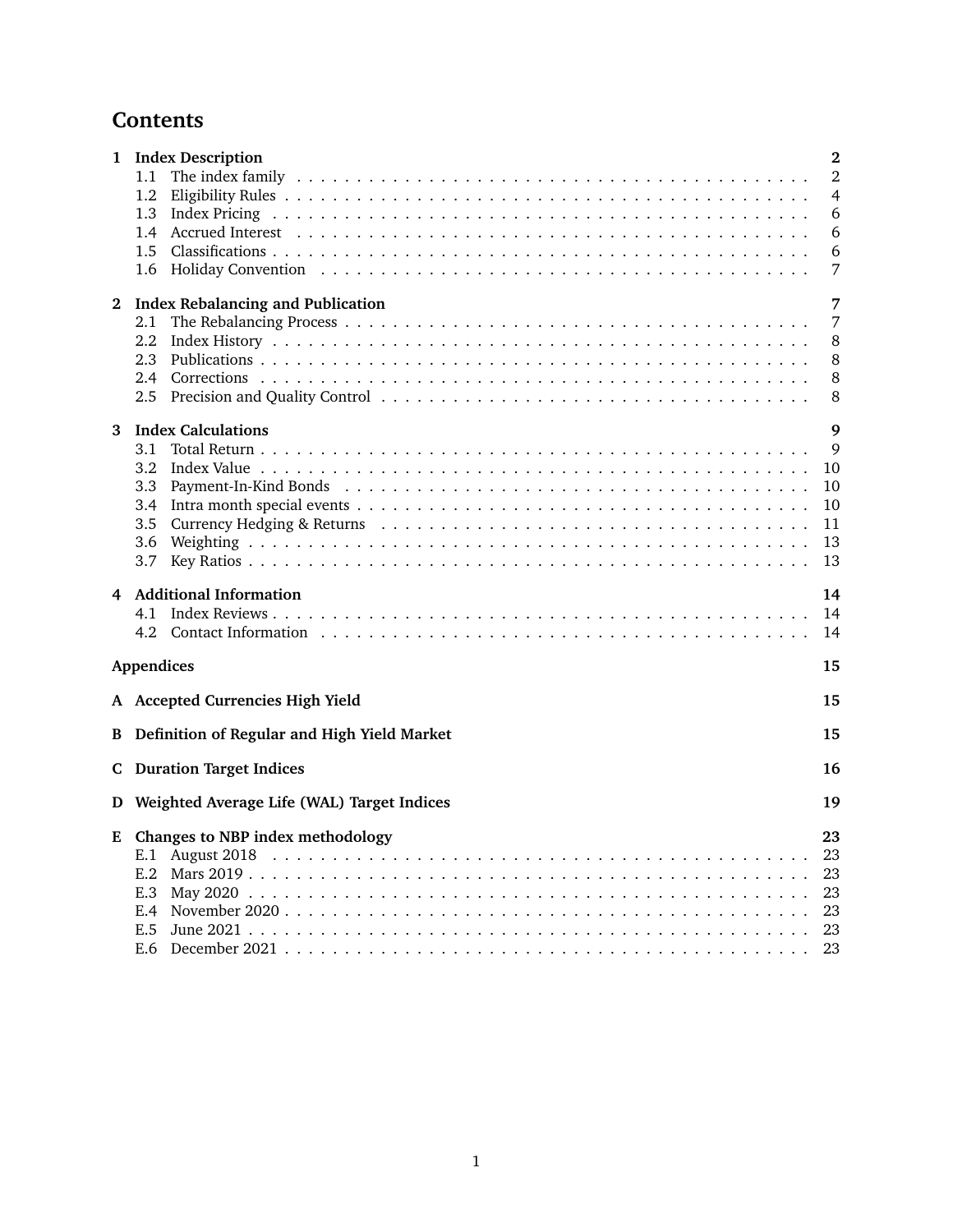# Contents

**1 Index Description** **2**
- 1.1 The index family . . . 2
- 1.2 Eligibility Rules . . . 4
- 1.3 Index Pricing . . . 6
- 1.4 Accrued Interest . . . 6
- 1.5 Classifications . . . 6
- 1.6 Holiday Convention . . . 7

**2 Index Rebalancing and Publication** **7**
- 2.1 The Rebalancing Process . . . 7
- 2.2 Index History . . . 8
- 2.3 Publications . . . 8
- 2.4 Corrections . . . 8
- 2.5 Precision and Quality Control . . . 8

**3 Index Calculations** **9**
- 3.1 Total Return . . . 9
- 3.2 Index Value . . . 10
- 3.3 Payment-In-Kind Bonds . . . 10
- 3.4 Intra month special events . . . 10
- 3.5 Currency Hedging & Returns . . . 11
- 3.6 Weighting . . . 13
- 3.7 Key Ratios . . . 13

**4 Additional Information** **14**
- 4.1 Index Reviews . . . 14
- 4.2 Contact Information . . . 14

**Appendices** **15**

**A Accepted Currencies High Yield** **15**

**B Definition of Regular and High Yield Market** **15**

**C Duration Target Indices** **16**

**D Weighted Average Life (WAL) Target Indices** **19**

**E Changes to NBP index methodology** **23**
- E.1 August 2018 . . . 23
- E.2 Mars 2019 . . . 23
- E.3 May 2020 . . . 23
- E.4 November 2020 . . . 23
- E.5 June 2021 . . . 23
- E.6 December 2021 . . . 23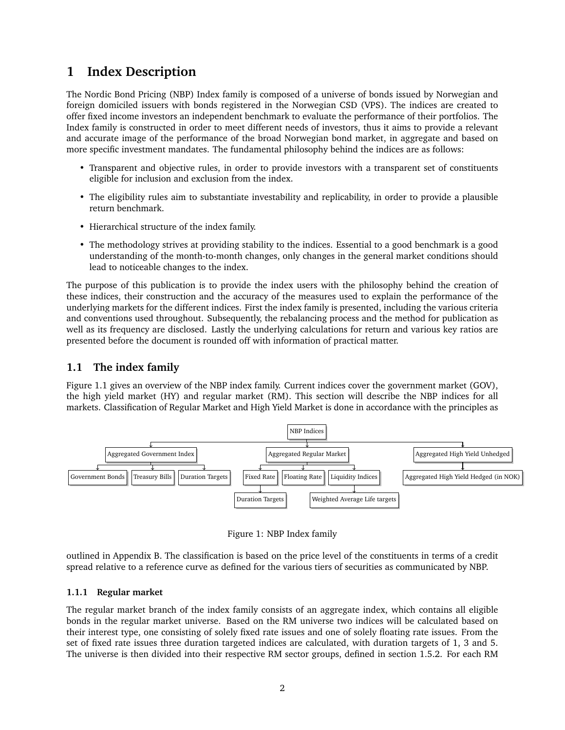# 1 Index Description

The Nordic Bond Pricing (NBP) Index family is composed of a universe of bonds issued by Norwegian and foreign domiciled issuers with bonds registered in the Norwegian CSD (VPS). The indices are created to offer fixed income investors an independent benchmark to evaluate the performance of their portfolios. The Index family is constructed in order to meet different needs of investors, thus it aims to provide a relevant and accurate image of the performance of the broad Norwegian bond market, in aggregate and based on more specific investment mandates. The fundamental philosophy behind the indices are as follows:

- Transparent and objective rules, in order to provide investors with a transparent set of constituents eligible for inclusion and exclusion from the index.
- The eligibility rules aim to substantiate investability and replicability, in order to provide a plausible return benchmark.
- Hierarchical structure of the index family.
- The methodology strives at providing stability to the indices. Essential to a good benchmark is a good understanding of the month-to-month changes, only changes in the general market conditions should lead to noticeable changes to the index.

The purpose of this publication is to provide the index users with the philosophy behind the creation of these indices, their construction and the accuracy of the measures used to explain the performance of the underlying markets for the different indices. First the index family is presented, including the various criteria and conventions used throughout. Subsequently, the rebalancing process and the method for publication as well as its frequency are disclosed. Lastly the underlying calculations for return and various key ratios are presented before the document is rounded off with information of practical matter.

## 1.1 The index family

Figure 1.1 gives an overview of the NBP index family. Current indices cover the government market (GOV), the high yield market (HY) and regular market (RM). This section will describe the NBP indices for all markets. Classification of Regular Market and High Yield Market is done in accordance with the principles as outlined in Appendix B. The classification is based on the price level of the constituents in terms of a credit spread relative to a reference curve as defined for the various tiers of securities as communicated by NBP.

- NBP Indices
  - Aggregated Government Index
    - Government Bonds
    - Treasury Bills
    - Duration Targets
  - Aggregated Regular Market
    - Fixed Rate
      - Duration Targets
    - Floating Rate
    - Liquidity Indices
      - Weighted Average Life targets
  - Aggregated High Yield Unhedged
    - Aggregated High Yield Hedged (in NOK)

Figure 1: NBP Index family

### 1.1.1 Regular market

The regular market branch of the index family consists of an aggregate index, which contains all eligible bonds in the regular market universe. Based on the RM universe two indices will be calculated based on their interest type, one consisting of solely fixed rate issues and one of solely floating rate issues. From the set of fixed rate issues three duration targeted indices are calculated, with duration targets of 1, 3 and 5. The universe is then divided into their respective RM sector groups, defined in section 1.5.2. For each RM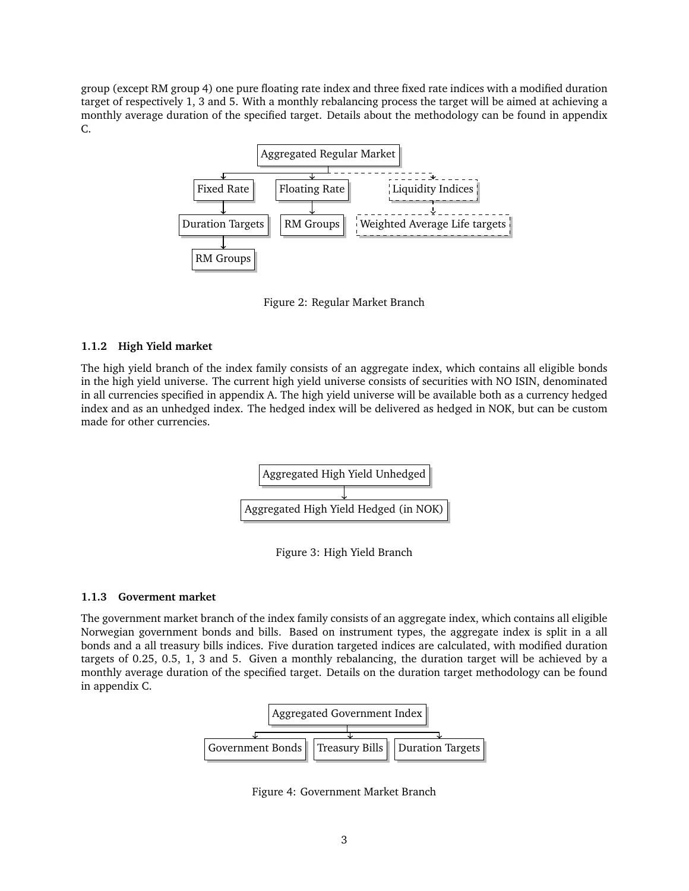group (except RM group 4) one pure floating rate index and three fixed rate indices with a modified duration target of respectively 1, 3 and 5. With a monthly rebalancing process the target will be aimed at achieving a monthly average duration of the specified target. Details about the methodology can be found in appendix C.

Aggregated Regular Market

Fixed Rate → Duration Targets → RM Groups

Floating Rate → RM Groups

Liquidity Indices → Weighted Average Life targets

Figure 2: Regular Market Branch

### 1.1.2 High Yield market

The high yield branch of the index family consists of an aggregate index, which contains all eligible bonds in the high yield universe. The current high yield universe consists of securities with NO ISIN, denominated in all currencies specified in appendix A. The high yield universe will be available both as a currency hedged index and as an unhedged index. The hedged index will be delivered as hedged in NOK, but can be custom made for other currencies.

Aggregated High Yield Unhedged

Aggregated High Yield Hedged (in NOK)

Figure 3: High Yield Branch

### 1.1.3 Goverment market

The government market branch of the index family consists of an aggregate index, which contains all eligible Norwegian government bonds and bills. Based on instrument types, the aggregate index is split in a all bonds and a all treasury bills indices. Five duration targeted indices are calculated, with modified duration targets of 0.25, 0.5, 1, 3 and 5. Given a monthly rebalancing, the duration target will be achieved by a monthly average duration of the specified target. Details on the duration target methodology can be found in appendix C.

Aggregated Government Index

Government Bonds | Treasury Bills | Duration Targets

Figure 4: Government Market Branch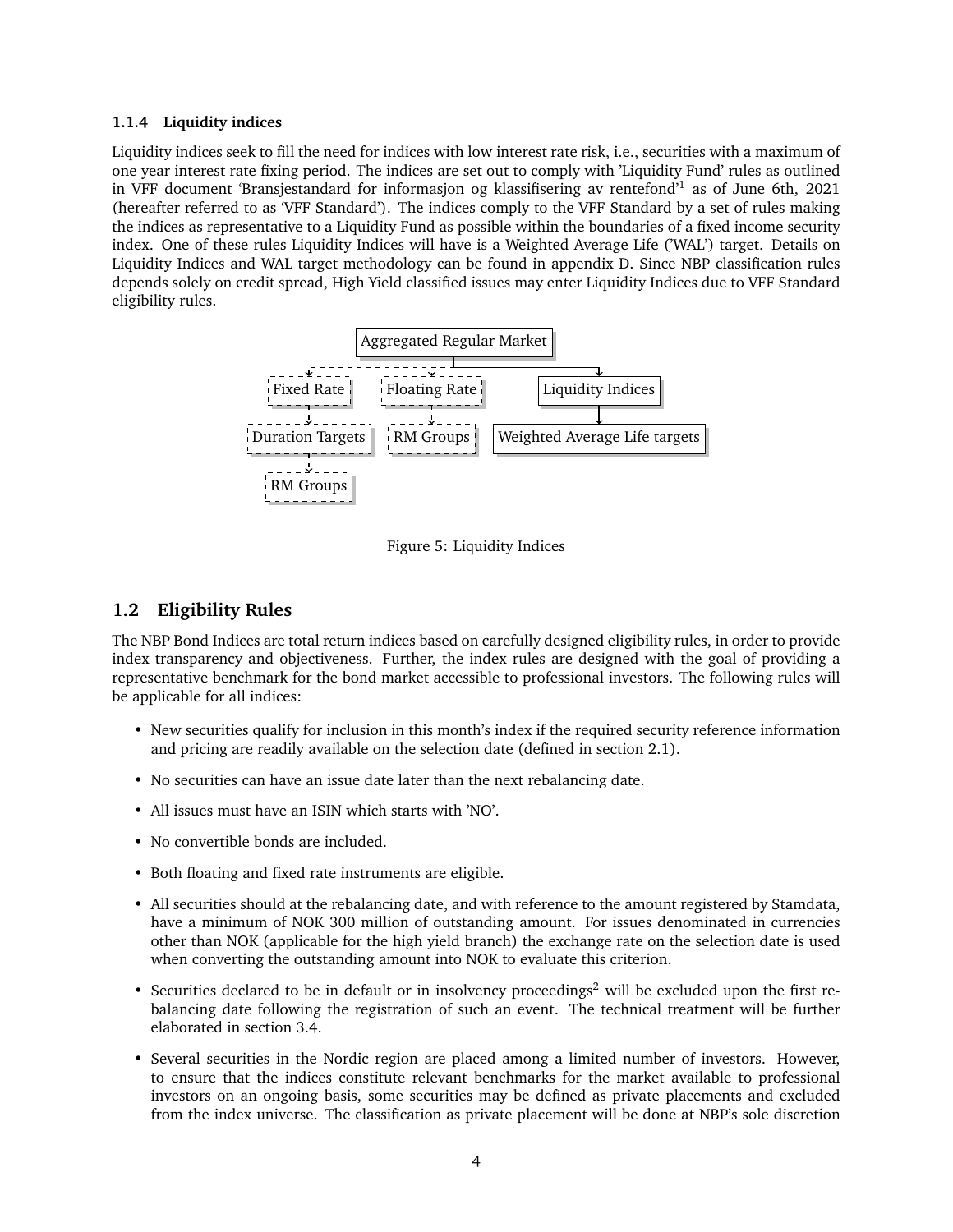### 1.1.4 Liquidity indices

Liquidity indices seek to fill the need for indices with low interest rate risk, i.e., securities with a maximum of one year interest rate fixing period. The indices are set out to comply with 'Liquidity Fund' rules as outlined in VFF document 'Bransjestandard for informasjon og klassifisering av rentefond'[1] as of June 6th, 2021 (hereafter referred to as 'VFF Standard'). The indices comply to the VFF Standard by a set of rules making the indices as representative to a Liquidity Fund as possible within the boundaries of a fixed income security index. One of these rules Liquidity Indices will have is a Weighted Average Life ('WAL') target. Details on Liquidity Indices and WAL target methodology can be found in appendix D. Since NBP classification rules depends solely on credit spread, High Yield classified issues may enter Liquidity Indices due to VFF Standard eligibility rules.

Aggregated Regular Market
- Fixed Rate
  - Duration Targets
    - RM Groups
- Floating Rate
  - RM Groups
- Liquidity Indices
  - Weighted Average Life targets

Figure 5: Liquidity Indices

## 1.2 Eligibility Rules

The NBP Bond Indices are total return indices based on carefully designed eligibility rules, in order to provide index transparency and objectiveness. Further, the index rules are designed with the goal of providing a representative benchmark for the bond market accessible to professional investors. The following rules will be applicable for all indices:

- New securities qualify for inclusion in this month's index if the required security reference information and pricing are readily available on the selection date (defined in section 2.1).
- No securities can have an issue date later than the next rebalancing date.
- All issues must have an ISIN which starts with 'NO'.
- No convertible bonds are included.
- Both floating and fixed rate instruments are eligible.
- All securities should at the rebalancing date, and with reference to the amount registered by Stamdata, have a minimum of NOK 300 million of outstanding amount. For issues denominated in currencies other than NOK (applicable for the high yield branch) the exchange rate on the selection date is used when converting the outstanding amount into NOK to evaluate this criterion.
- Securities declared to be in default or in insolvency proceedings[2] will be excluded upon the first rebalancing date following the registration of such an event. The technical treatment will be further elaborated in section 3.4.
- Several securities in the Nordic region are placed among a limited number of investors. However, to ensure that the indices constitute relevant benchmarks for the market available to professional investors on an ongoing basis, some securities may be defined as private placements and excluded from the index universe. The classification as private placement will be done at NBP's sole discretion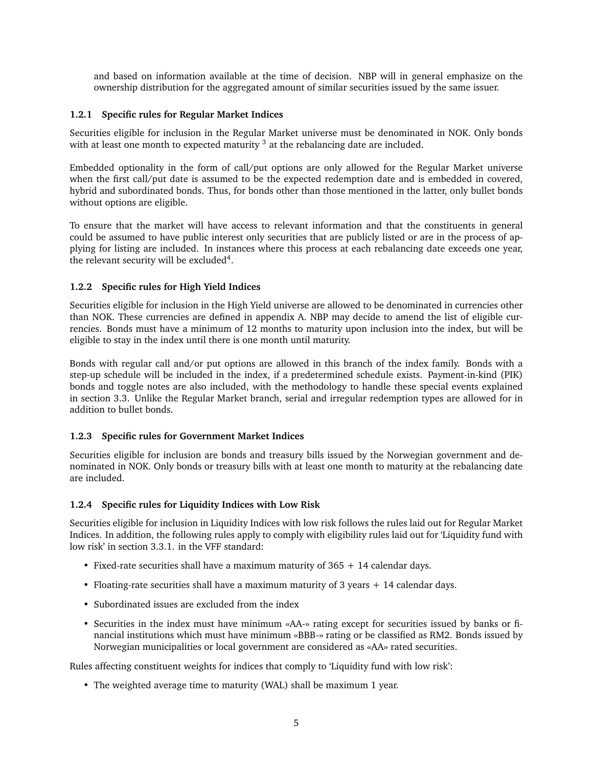and based on information available at the time of decision. NBP will in general emphasize on the ownership distribution for the aggregated amount of similar securities issued by the same issuer.

### 1.2.1 Specific rules for Regular Market Indices

Securities eligible for inclusion in the Regular Market universe must be denominated in NOK. Only bonds with at least one month to expected maturity [3] at the rebalancing date are included.

Embedded optionality in the form of call/put options are only allowed for the Regular Market universe when the first call/put date is assumed to be the expected redemption date and is embedded in covered, hybrid and subordinated bonds. Thus, for bonds other than those mentioned in the latter, only bullet bonds without options are eligible.

To ensure that the market will have access to relevant information and that the constituents in general could be assumed to have public interest only securities that are publicly listed or are in the process of applying for listing are included. In instances where this process at each rebalancing date exceeds one year, the relevant security will be excluded[4].

### 1.2.2 Specific rules for High Yield Indices

Securities eligible for inclusion in the High Yield universe are allowed to be denominated in currencies other than NOK. These currencies are defined in appendix A. NBP may decide to amend the list of eligible currencies. Bonds must have a minimum of 12 months to maturity upon inclusion into the index, but will be eligible to stay in the index until there is one month until maturity.

Bonds with regular call and/or put options are allowed in this branch of the index family. Bonds with a step-up schedule will be included in the index, if a predetermined schedule exists. Payment-in-kind (PIK) bonds and toggle notes are also included, with the methodology to handle these special events explained in section 3.3. Unlike the Regular Market branch, serial and irregular redemption types are allowed for in addition to bullet bonds.

### 1.2.3 Specific rules for Government Market Indices

Securities eligible for inclusion are bonds and treasury bills issued by the Norwegian government and denominated in NOK. Only bonds or treasury bills with at least one month to maturity at the rebalancing date are included.

### 1.2.4 Specific rules for Liquidity Indices with Low Risk

Securities eligible for inclusion in Liquidity Indices with low risk follows the rules laid out for Regular Market Indices. In addition, the following rules apply to comply with eligibility rules laid out for 'Liquidity fund with low risk' in section 3.3.1. in the VFF standard:

- Fixed-rate securities shall have a maximum maturity of 365 + 14 calendar days.
- Floating-rate securities shall have a maximum maturity of 3 years + 14 calendar days.
- Subordinated issues are excluded from the index
- Securities in the index must have minimum «AA-» rating except for securities issued by banks or financial institutions which must have minimum «BBB-» rating or be classified as RM2. Bonds issued by Norwegian municipalities or local government are considered as «AA» rated securities.

Rules affecting constituent weights for indices that comply to 'Liquidity fund with low risk':

- The weighted average time to maturity (WAL) shall be maximum 1 year.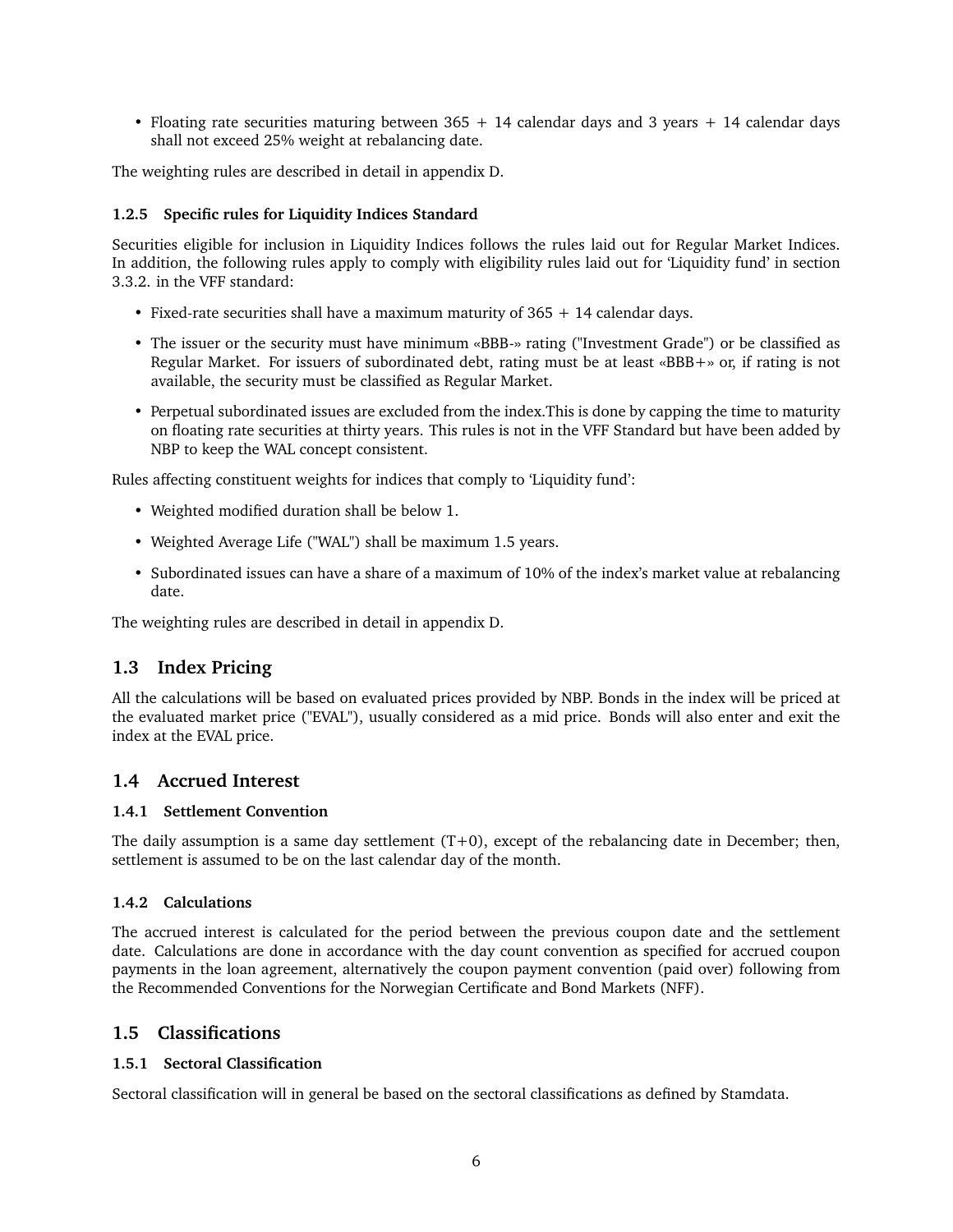- Floating rate securities maturing between 365 + 14 calendar days and 3 years + 14 calendar days shall not exceed 25% weight at rebalancing date.

The weighting rules are described in detail in appendix D.

#### 1.2.5 Specific rules for Liquidity Indices Standard

Securities eligible for inclusion in Liquidity Indices follows the rules laid out for Regular Market Indices. In addition, the following rules apply to comply with eligibility rules laid out for 'Liquidity fund' in section 3.3.2. in the VFF standard:

- Fixed-rate securities shall have a maximum maturity of 365 + 14 calendar days.
- The issuer or the security must have minimum «BBB-» rating ("Investment Grade") or be classified as Regular Market. For issuers of subordinated debt, rating must be at least «BBB+» or, if rating is not available, the security must be classified as Regular Market.
- Perpetual subordinated issues are excluded from the index.This is done by capping the time to maturity on floating rate securities at thirty years. This rules is not in the VFF Standard but have been added by NBP to keep the WAL concept consistent.

Rules affecting constituent weights for indices that comply to 'Liquidity fund':

- Weighted modified duration shall be below 1.
- Weighted Average Life ("WAL") shall be maximum 1.5 years.
- Subordinated issues can have a share of a maximum of 10% of the index's market value at rebalancing date.

The weighting rules are described in detail in appendix D.

### 1.3 Index Pricing

All the calculations will be based on evaluated prices provided by NBP. Bonds in the index will be priced at the evaluated market price ("EVAL"), usually considered as a mid price. Bonds will also enter and exit the index at the EVAL price.

### 1.4 Accrued Interest

#### 1.4.1 Settlement Convention

The daily assumption is a same day settlement (T+0), except of the rebalancing date in December; then, settlement is assumed to be on the last calendar day of the month.

#### 1.4.2 Calculations

The accrued interest is calculated for the period between the previous coupon date and the settlement date. Calculations are done in accordance with the day count convention as specified for accrued coupon payments in the loan agreement, alternatively the coupon payment convention (paid over) following from the Recommended Conventions for the Norwegian Certificate and Bond Markets (NFF).

### 1.5 Classifications

#### 1.5.1 Sectoral Classification

Sectoral classification will in general be based on the sectoral classifications as defined by Stamdata.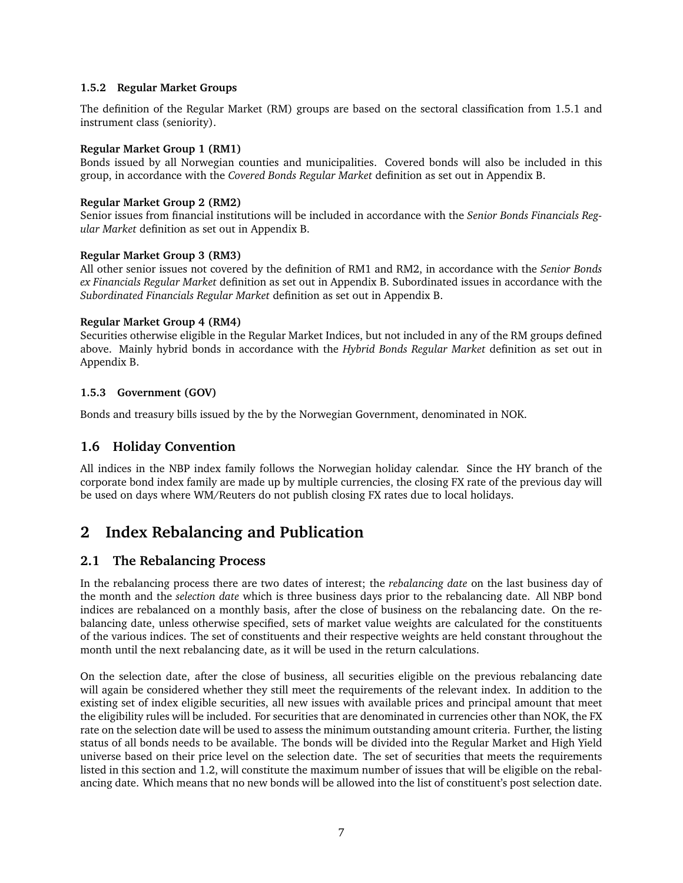### 1.5.2 Regular Market Groups

The definition of the Regular Market (RM) groups are based on the sectoral classification from 1.5.1 and instrument class (seniority).

**Regular Market Group 1 (RM1)**
Bonds issued by all Norwegian counties and municipalities. Covered bonds will also be included in this group, in accordance with the *Covered Bonds Regular Market* definition as set out in Appendix B.

**Regular Market Group 2 (RM2)**
Senior issues from financial institutions will be included in accordance with the *Senior Bonds Financials Regular Market* definition as set out in Appendix B.

**Regular Market Group 3 (RM3)**
All other senior issues not covered by the definition of RM1 and RM2, in accordance with the *Senior Bonds ex Financials Regular Market* definition as set out in Appendix B. Subordinated issues in accordance with the *Subordinated Financials Regular Market* definition as set out in Appendix B.

**Regular Market Group 4 (RM4)**
Securities otherwise eligible in the Regular Market Indices, but not included in any of the RM groups defined above. Mainly hybrid bonds in accordance with the *Hybrid Bonds Regular Market* definition as set out in Appendix B.

### 1.5.3 Government (GOV)

Bonds and treasury bills issued by the by the Norwegian Government, denominated in NOK.

## 1.6 Holiday Convention

All indices in the NBP index family follows the Norwegian holiday calendar. Since the HY branch of the corporate bond index family are made up by multiple currencies, the closing FX rate of the previous day will be used on days where WM/Reuters do not publish closing FX rates due to local holidays.

# 2 Index Rebalancing and Publication

## 2.1 The Rebalancing Process

In the rebalancing process there are two dates of interest; the *rebalancing date* on the last business day of the month and the *selection date* which is three business days prior to the rebalancing date. All NBP bond indices are rebalanced on a monthly basis, after the close of business on the rebalancing date. On the rebalancing date, unless otherwise specified, sets of market value weights are calculated for the constituents of the various indices. The set of constituents and their respective weights are held constant throughout the month until the next rebalancing date, as it will be used in the return calculations.

On the selection date, after the close of business, all securities eligible on the previous rebalancing date will again be considered whether they still meet the requirements of the relevant index. In addition to the existing set of index eligible securities, all new issues with available prices and principal amount that meet the eligibility rules will be included. For securities that are denominated in currencies other than NOK, the FX rate on the selection date will be used to assess the minimum outstanding amount criteria. Further, the listing status of all bonds needs to be available. The bonds will be divided into the Regular Market and High Yield universe based on their price level on the selection date. The set of securities that meets the requirements listed in this section and 1.2, will constitute the maximum number of issues that will be eligible on the rebalancing date. Which means that no new bonds will be allowed into the list of constituent's post selection date.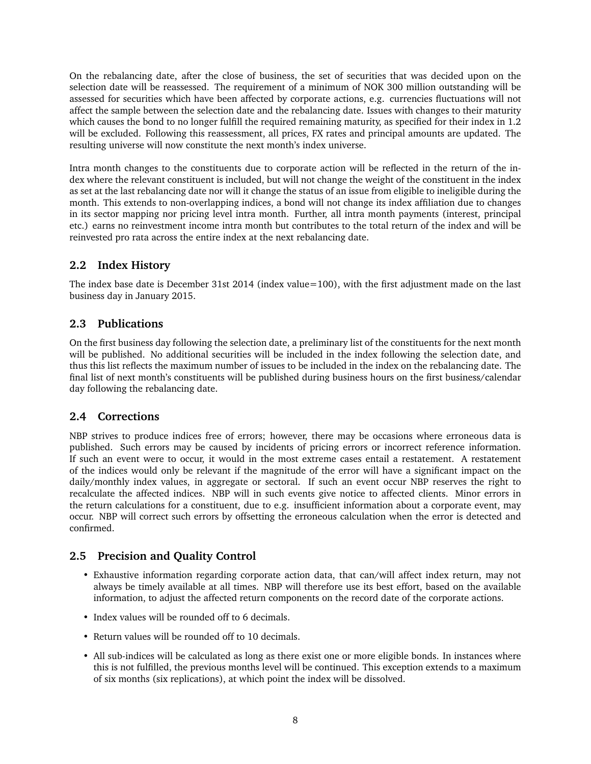On the rebalancing date, after the close of business, the set of securities that was decided upon on the selection date will be reassessed. The requirement of a minimum of NOK 300 million outstanding will be assessed for securities which have been affected by corporate actions, e.g. currencies fluctuations will not affect the sample between the selection date and the rebalancing date. Issues with changes to their maturity which causes the bond to no longer fulfill the required remaining maturity, as specified for their index in 1.2 will be excluded. Following this reassessment, all prices, FX rates and principal amounts are updated. The resulting universe will now constitute the next month's index universe.

Intra month changes to the constituents due to corporate action will be reflected in the return of the index where the relevant constituent is included, but will not change the weight of the constituent in the index as set at the last rebalancing date nor will it change the status of an issue from eligible to ineligible during the month. This extends to non-overlapping indices, a bond will not change its index affiliation due to changes in its sector mapping nor pricing level intra month. Further, all intra month payments (interest, principal etc.) earns no reinvestment income intra month but contributes to the total return of the index and will be reinvested pro rata across the entire index at the next rebalancing date.

## 2.2 Index History

The index base date is December 31st 2014 (index value=100), with the first adjustment made on the last business day in January 2015.

## 2.3 Publications

On the first business day following the selection date, a preliminary list of the constituents for the next month will be published. No additional securities will be included in the index following the selection date, and thus this list reflects the maximum number of issues to be included in the index on the rebalancing date. The final list of next month's constituents will be published during business hours on the first business/calendar day following the rebalancing date.

## 2.4 Corrections

NBP strives to produce indices free of errors; however, there may be occasions where erroneous data is published. Such errors may be caused by incidents of pricing errors or incorrect reference information. If such an event were to occur, it would in the most extreme cases entail a restatement. A restatement of the indices would only be relevant if the magnitude of the error will have a significant impact on the daily/monthly index values, in aggregate or sectoral. If such an event occur NBP reserves the right to recalculate the affected indices. NBP will in such events give notice to affected clients. Minor errors in the return calculations for a constituent, due to e.g. insufficient information about a corporate event, may occur. NBP will correct such errors by offsetting the erroneous calculation when the error is detected and confirmed.

## 2.5 Precision and Quality Control

- Exhaustive information regarding corporate action data, that can/will affect index return, may not always be timely available at all times. NBP will therefore use its best effort, based on the available information, to adjust the affected return components on the record date of the corporate actions.
- Index values will be rounded off to 6 decimals.
- Return values will be rounded off to 10 decimals.
- All sub-indices will be calculated as long as there exist one or more eligible bonds. In instances where this is not fulfilled, the previous months level will be continued. This exception extends to a maximum of six months (six replications), at which point the index will be dissolved.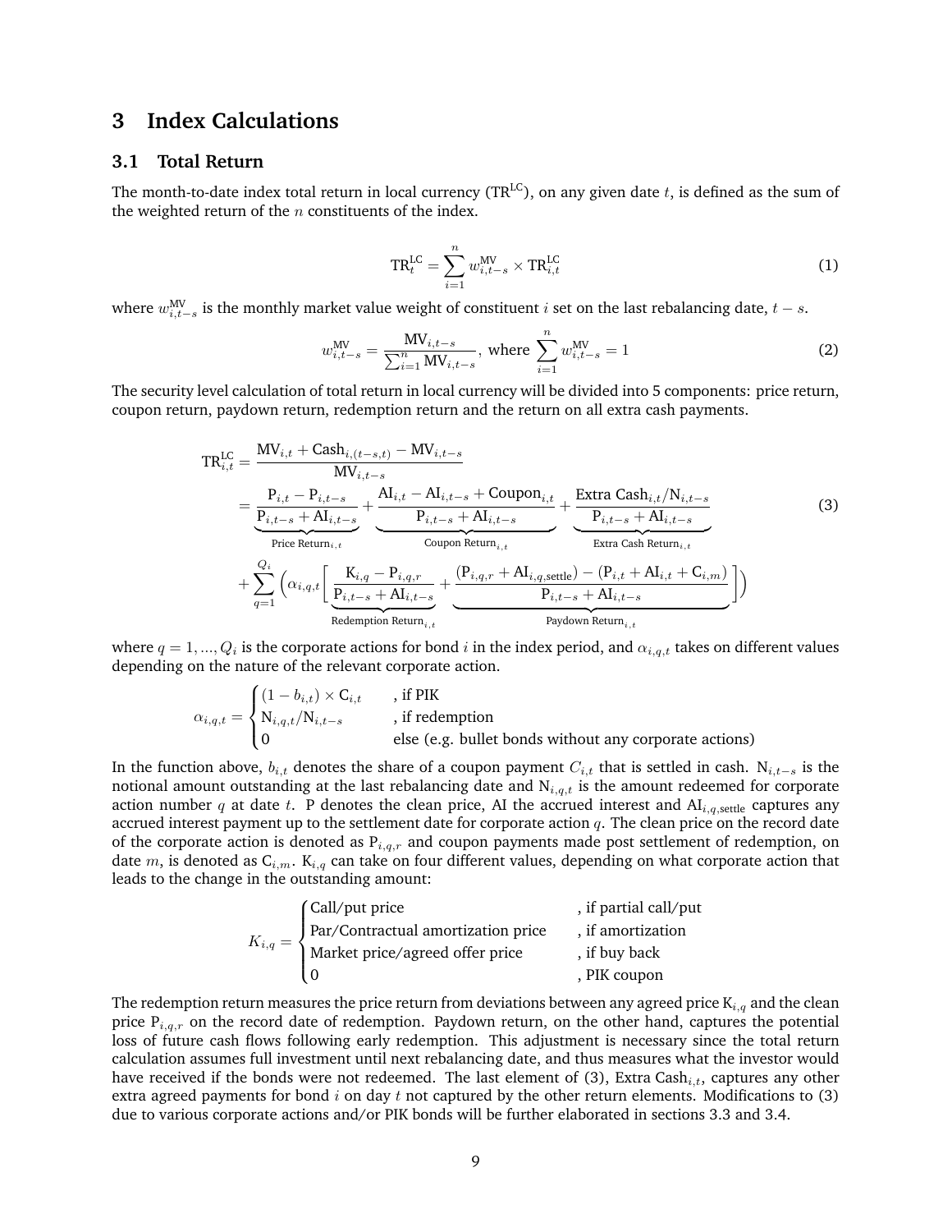# 3 Index Calculations

## 3.1 Total Return

The month-to-date index total return in local currency ($\text{TR}^{\text{LC}}$), on any given date $t$, is defined as the sum of the weighted return of the $n$ constituents of the index.

$$\text{TR}_t^{\text{LC}} = \sum_{i=1}^{n} w_{i,t-s}^{\text{MV}} \times \text{TR}_{i,t}^{\text{LC}} \tag{1}$$

where $w_{i,t-s}^{\text{MV}}$ is the monthly market value weight of constituent $i$ set on the last rebalancing date, $t-s$.

$$w_{i,t-s}^{\text{MV}} = \frac{\text{MV}_{i,t-s}}{\sum_{i=1}^{n} \text{MV}_{i,t-s}}, \text{ where } \sum_{i=1}^{n} w_{i,t-s}^{\text{MV}} = 1 \tag{2}$$

The security level calculation of total return in local currency will be divided into 5 components: price return, coupon return, paydown return, redemption return and the return on all extra cash payments.

$$\begin{aligned}
\text{TR}_{i,t}^{\text{LC}} &= \frac{\text{MV}_{i,t} + \text{Cash}_{i,(t-s,t)} - \text{MV}_{i,t-s}}{\text{MV}_{i,t-s}} \\
&= \underbrace{\frac{\text{P}_{i,t} - \text{P}_{i,t-s}}{\text{P}_{i,t-s} + \text{AI}_{i,t-s}}}_{\text{Price Return}_{i,t}} + \underbrace{\frac{\text{AI}_{i,t} - \text{AI}_{i,t-s} + \text{Coupon}_{i,t}}{\text{P}_{i,t-s} + \text{AI}_{i,t-s}}}_{\text{Coupon Return}_{i,t}} + \underbrace{\frac{\text{Extra Cash}_{i,t}/\text{N}_{i,t-s}}{\text{P}_{i,t-s} + \text{AI}_{i,t-s}}}_{\text{Extra Cash Return}_{i,t}} \\
&+ \sum_{q=1}^{Q_i} \Big( \alpha_{i,q,t} \Big[ \underbrace{\frac{\text{K}_{i,q} - \text{P}_{i,q,r}}{\text{P}_{i,t-s} + \text{AI}_{i,t-s}}}_{\text{Redemption Return}_{i,t}} + \underbrace{\frac{(\text{P}_{i,q,r} + \text{AI}_{i,q,\text{settle}}) - (\text{P}_{i,t} + \text{AI}_{i,t} + \text{C}_{i,m})}{\text{P}_{i,t-s} + \text{AI}_{i,t-s}}}_{\text{Paydown Return}_{i,t}} \Big] \Big)
\end{aligned} \tag{3}$$

where $q = 1, ..., Q_i$ is the corporate actions for bond $i$ in the index period, and $\alpha_{i,q,t}$ takes on different values depending on the nature of the relevant corporate action.

$$\alpha_{i,q,t} = \begin{cases} (1 - b_{i,t}) \times \text{C}_{i,t} & \text{, if PIK} \\ \text{N}_{i,q,t}/\text{N}_{i,t-s} & \text{, if redemption} \\ 0 & \text{else (e.g. bullet bonds without any corporate actions)} \end{cases}$$

In the function above, $b_{i,t}$ denotes the share of a coupon payment $C_{i,t}$ that is settled in cash. $\text{N}_{i,t-s}$ is the notional amount outstanding at the last rebalancing date and $\text{N}_{i,q,t}$ is the amount redeemed for corporate action number $q$ at date $t$. P denotes the clean price, AI the accrued interest and $\text{AI}_{i,q,\text{settle}}$ captures any accrued interest payment up to the settlement date for corporate action $q$. The clean price on the record date of the corporate action is denoted as $\text{P}_{i,q,r}$ and coupon payments made post settlement of redemption, on date $m$, is denoted as $\text{C}_{i,m}$. $\text{K}_{i,q}$ can take on four different values, depending on what corporate action that leads to the change in the outstanding amount:

$$K_{i,q} = \begin{cases} \text{Call/put price} & \text{, if partial call/put} \\ \text{Par/Contractual amortization price} & \text{, if amortization} \\ \text{Market price/agreed offer price} & \text{, if buy back} \\ 0 & \text{, PIK coupon} \end{cases}$$

The redemption return measures the price return from deviations between any agreed price $\text{K}_{i,q}$ and the clean price $\text{P}_{i,q,r}$ on the record date of redemption. Paydown return, on the other hand, captures the potential loss of future cash flows following early redemption. This adjustment is necessary since the total return calculation assumes full investment until next rebalancing date, and thus measures what the investor would have received if the bonds were not redeemed. The last element of (3), $\text{Extra Cash}_{i,t}$, captures any other extra agreed payments for bond $i$ on day $t$ not captured by the other return elements. Modifications to (3) due to various corporate actions and/or PIK bonds will be further elaborated in sections 3.3 and 3.4.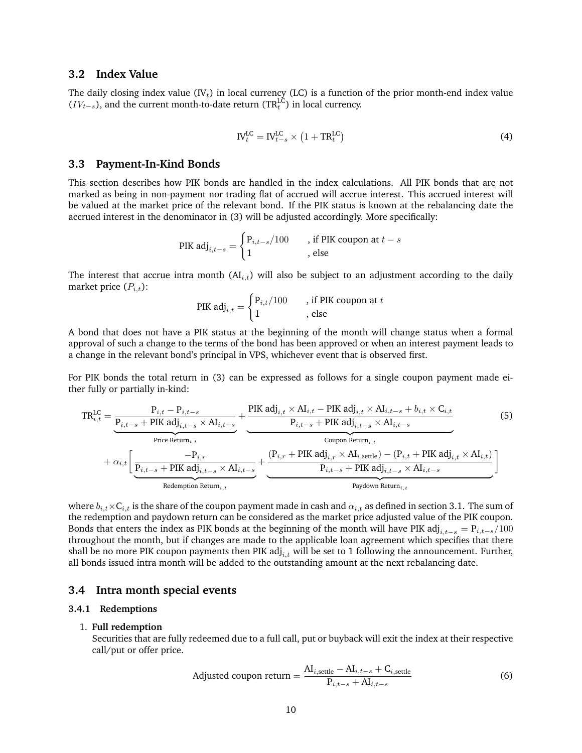### 3.2 Index Value

The daily closing index value ($\text{IV}_t$) in local currency (LC) is a function of the prior month-end index value ($IV_{t-s}$), and the current month-to-date return ($\text{TR}_t^{\text{LC}}$) in local currency.

$$\text{IV}_t^{\text{LC}} = \text{IV}_{t-s}^{\text{LC}} \times \left(1 + \text{TR}_t^{\text{LC}}\right) \tag{4}$$

### 3.3 Payment-In-Kind Bonds

This section describes how PIK bonds are handled in the index calculations. All PIK bonds that are not marked as being in non-payment nor trading flat of accrued will accrue interest. This accrued interest will be valued at the market price of the relevant bond. If the PIK status is known at the rebalancing date the accrued interest in the denominator in (3) will be adjusted accordingly. More specifically:

$$\text{PIK adj}_{i,t-s} = \begin{cases} \text{P}_{i,t-s}/100 & \text{, if PIK coupon at } t-s \\ 1 & \text{, else} \end{cases}$$

The interest that accrue intra month ($\text{AI}_{i,t}$) will also be subject to an adjustment according to the daily market price ($P_{i,t}$):

$$\text{PIK adj}_{i,t} = \begin{cases} \text{P}_{i,t}/100 & \text{, if PIK coupon at } t \\ 1 & \text{, else} \end{cases}$$

A bond that does not have a PIK status at the beginning of the month will change status when a formal approval of such a change to the terms of the bond has been approved or when an interest payment leads to a change in the relevant bond's principal in VPS, whichever event that is observed first.

For PIK bonds the total return in (3) can be expressed as follows for a single coupon payment made either fully or partially in-kind:

$$\begin{aligned} \text{TR}_{i,t}^{\text{LC}} = & \underbrace{\frac{\text{P}_{i,t} - \text{P}_{i,t-s}}{\text{P}_{i,t-s} + \text{PIK adj}_{i,t-s} \times \text{AI}_{i,t-s}}}_{\text{Price Return}_{i,t}} + \underbrace{\frac{\text{PIK adj}_{i,t} \times \text{AI}_{i,t} - \text{PIK adj}_{i,t-s} \times \text{AI}_{i,t-s} + b_{i,t} \times \text{C}_{i,t}}{\text{P}_{i,t-s} + \text{PIK adj}_{i,t-s} \times \text{AI}_{i,t-s}}}_{\text{Coupon Return}_{i,t}} \\ & + \alpha_{i,t} \left[ \underbrace{\frac{-\text{P}_{i,r}}{\text{P}_{i,t-s} + \text{PIK adj}_{i,t-s} \times \text{AI}_{i,t-s}}}_{\text{Redemption Return}_{i,t}} + \underbrace{\frac{(\text{P}_{i,r} + \text{PIK adj}_{i,r} \times \text{AI}_{i,\text{settle}}) - (\text{P}_{i,t} + \text{PIK adj}_{i,t} \times \text{AI}_{i,t})}{\text{P}_{i,t-s} + \text{PIK adj}_{i,t-s} \times \text{AI}_{i,t-s}}}_{\text{Paydown Return}_{i,t}} \right] \end{aligned} \tag{5}$$

where $b_{i,t} \times \text{C}_{i,t}$ is the share of the coupon payment made in cash and $\alpha_{i,t}$ as defined in section 3.1. The sum of the redemption and paydown return can be considered as the market price adjusted value of the PIK coupon. Bonds that enters the index as PIK bonds at the beginning of the month will have $\text{PIK adj}_{i,t-s} = \text{P}_{i,t-s}/100$ throughout the month, but if changes are made to the applicable loan agreement which specifies that there shall be no more PIK coupon payments then $\text{PIK adj}_{i,t}$ will be set to 1 following the announcement. Further, all bonds issued intra month will be added to the outstanding amount at the next rebalancing date.

### 3.4 Intra month special events

#### 3.4.1 Redemptions

1. **Full redemption**
   Securities that are fully redeemed due to a full call, put or buyback will exit the index at their respective call/put or offer price.

$$\text{Adjusted coupon return} = \frac{\text{AI}_{i,\text{settle}} - \text{AI}_{i,t-s} + \text{C}_{i,\text{settle}}}{\text{P}_{i,t-s} + \text{AI}_{i,t-s}} \tag{6}$$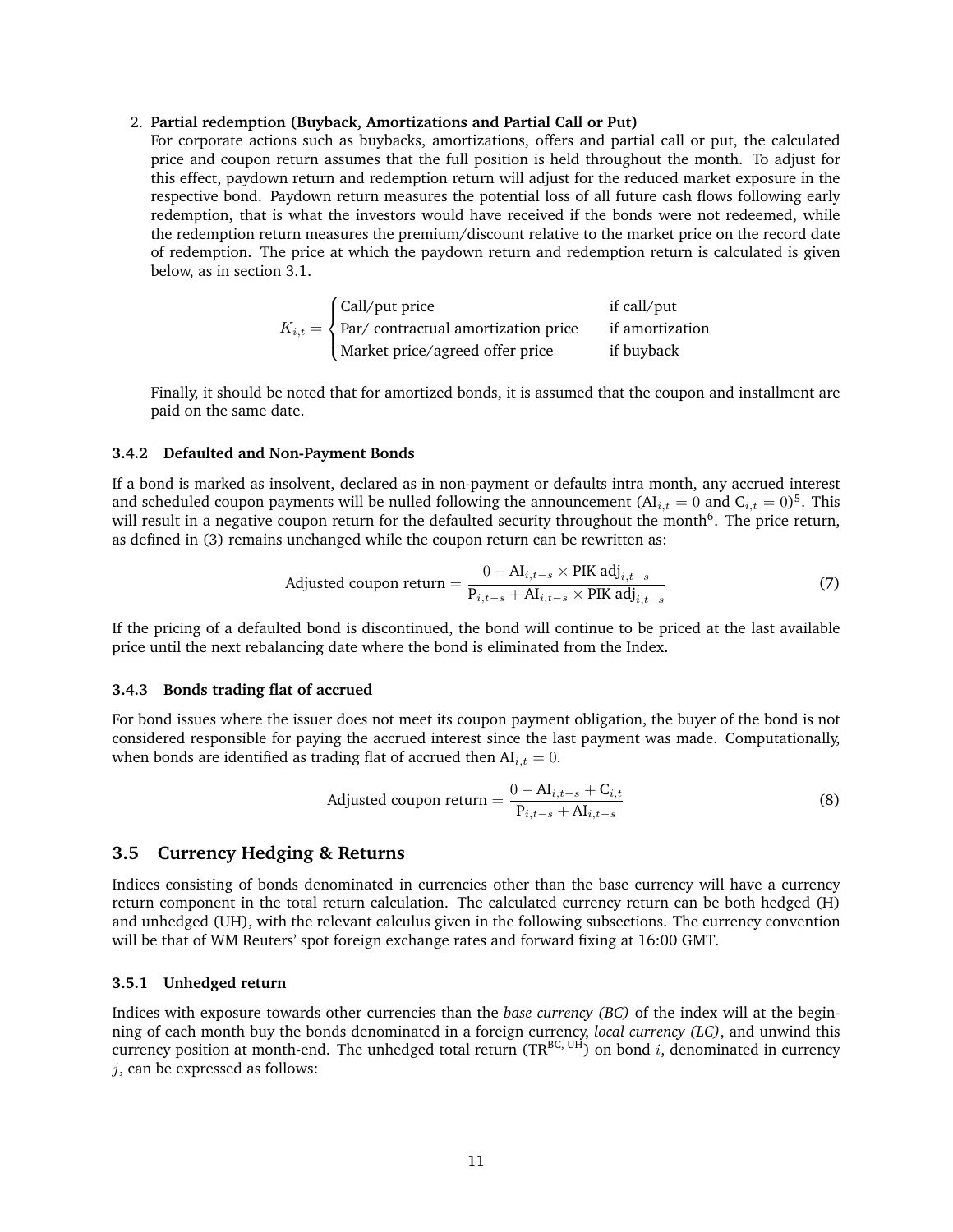2. **Partial redemption (Buyback, Amortizations and Partial Call or Put)**
   For corporate actions such as buybacks, amortizations, offers and partial call or put, the calculated price and coupon return assumes that the full position is held throughout the month. To adjust for this effect, paydown return and redemption return will adjust for the reduced market exposure in the respective bond. Paydown return measures the potential loss of all future cash flows following early redemption, that is what the investors would have received if the bonds were not redeemed, while the redemption return measures the premium/discount relative to the market price on the record date of redemption. The price at which the paydown return and redemption return is calculated is given below, as in section 3.1.

$$K_{i,t} = \begin{cases} \text{Call/put price} & \text{if call/put} \\ \text{Par/ contractual amortization price} & \text{if amortization} \\ \text{Market price/agreed offer price} & \text{if buyback} \end{cases}$$

   Finally, it should be noted that for amortized bonds, it is assumed that the coupon and installment are paid on the same date.

#### 3.4.2 Defaulted and Non-Payment Bonds

If a bond is marked as insolvent, declared as in non-payment or defaults intra month, any accrued interest and scheduled coupon payments will be nulled following the announcement ($\text{AI}_{i,t} = 0$ and $\text{C}_{i,t} = 0$)[5]. This will result in a negative coupon return for the defaulted security throughout the month[6]. The price return, as defined in (3) remains unchanged while the coupon return can be rewritten as:

$$\text{Adjusted coupon return} = \frac{0 - \text{AI}_{i,t-s} \times \text{PIK adj}_{i,t-s}}{\text{P}_{i,t-s} + \text{AI}_{i,t-s} \times \text{PIK adj}_{i,t-s}} \tag{7}$$

If the pricing of a defaulted bond is discontinued, the bond will continue to be priced at the last available price until the next rebalancing date where the bond is eliminated from the Index.

#### 3.4.3 Bonds trading flat of accrued

For bond issues where the issuer does not meet its coupon payment obligation, the buyer of the bond is not considered responsible for paying the accrued interest since the last payment was made. Computationally, when bonds are identified as trading flat of accrued then $\text{AI}_{i,t} = 0$.

$$\text{Adjusted coupon return} = \frac{0 - \text{AI}_{i,t-s} + \text{C}_{i,t}}{\text{P}_{i,t-s} + \text{AI}_{i,t-s}} \tag{8}$$

### 3.5 Currency Hedging & Returns

Indices consisting of bonds denominated in currencies other than the base currency will have a currency return component in the total return calculation. The calculated currency return can be both hedged (H) and unhedged (UH), with the relevant calculus given in the following subsections. The currency convention will be that of WM Reuters' spot foreign exchange rates and forward fixing at 16:00 GMT.

#### 3.5.1 Unhedged return

Indices with exposure towards other currencies than the *base currency (BC)* of the index will at the beginning of each month buy the bonds denominated in a foreign currency, *local currency (LC)*, and unwind this currency position at month-end. The unhedged total return ($\text{TR}^{\text{BC, UH}}$) on bond $i$, denominated in currency $j$, can be expressed as follows: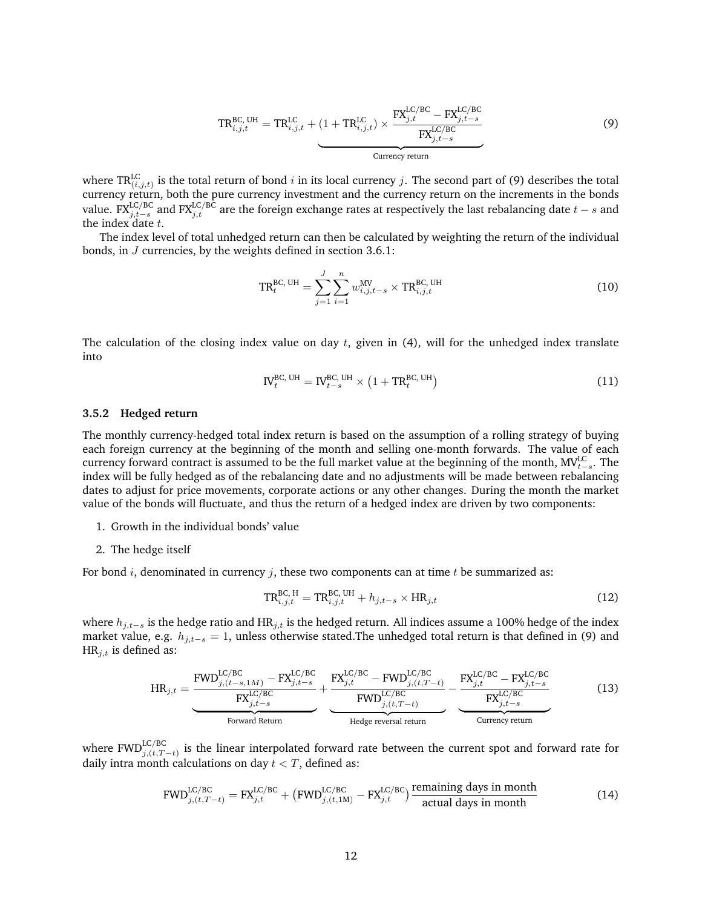$$\mathrm{TR}_{i,j,t}^{\mathrm{BC,\,UH}} = \mathrm{TR}_{i,j,t}^{\mathrm{LC}} + \underbrace{(1+\mathrm{TR}_{i,j,t}^{\mathrm{LC}}) \times \frac{\mathrm{FX}_{j,t}^{\mathrm{LC/BC}} - \mathrm{FX}_{j,t-s}^{\mathrm{LC/BC}}}{\mathrm{FX}_{j,t-s}^{\mathrm{LC/BC}}}}_{\text{Currency return}} \tag{9}$$

where $\mathrm{TR}_{(i,j,t)}^{\mathrm{LC}}$ is the total return of bond $i$ in its local currency $j$. The second part of (9) describes the total currency return, both the pure currency investment and the currency return on the increments in the bonds value. $\mathrm{FX}_{j,t-s}^{\mathrm{LC/BC}}$ and $\mathrm{FX}_{j,t}^{\mathrm{LC/BC}}$ are the foreign exchange rates at respectively the last rebalancing date $t-s$ and the index date $t$.

The index level of total unhedged return can then be calculated by weighting the return of the individual bonds, in $J$ currencies, by the weights defined in section 3.6.1:

$$\mathrm{TR}_{t}^{\mathrm{BC,\,UH}} = \sum_{j=1}^{J}\sum_{i=1}^{n} w_{i,j,t-s}^{\mathrm{MV}} \times \mathrm{TR}_{i,j,t}^{\mathrm{BC,\,UH}} \tag{10}$$

The calculation of the closing index value on day $t$, given in (4), will for the unhedged index translate into

$$\mathrm{IV}_{t}^{\mathrm{BC,\,UH}} = \mathrm{IV}_{t-s}^{\mathrm{BC,\,UH}} \times \left(1+\mathrm{TR}_{t}^{\mathrm{BC,\,UH}}\right) \tag{11}$$

### 3.5.2 Hedged return

The monthly currency-hedged total index return is based on the assumption of a rolling strategy of buying each foreign currency at the beginning of the month and selling one-month forwards. The value of each currency forward contract is assumed to be the full market value at the beginning of the month, $\mathrm{MV}_{t-s}^{\mathrm{LC}}$. The index will be fully hedged as of the rebalancing date and no adjustments will be made between rebalancing dates to adjust for price movements, corporate actions or any other changes. During the month the market value of the bonds will fluctuate, and thus the return of a hedged index are driven by two components:

1. Growth in the individual bonds' value
2. The hedge itself

For bond $i$, denominated in currency $j$, these two components can at time $t$ be summarized as:

$$\mathrm{TR}_{i,j,t}^{\mathrm{BC,\,H}} = \mathrm{TR}_{i,j,t}^{\mathrm{BC,\,UH}} + h_{j,t-s} \times \mathrm{HR}_{j,t} \tag{12}$$

where $h_{j,t-s}$ is the hedge ratio and $\mathrm{HR}_{j,t}$ is the hedged return. All indices assume a 100% hedge of the index market value, e.g. $h_{j,t-s} = 1$, unless otherwise stated.The unhedged total return is that defined in (9) and $\mathrm{HR}_{j,t}$ is defined as:

$$\mathrm{HR}_{j,t} = \underbrace{\frac{\mathrm{FWD}_{j,(t-s,1M)}^{\mathrm{LC/BC}} - \mathrm{FX}_{j,t-s}^{\mathrm{LC/BC}}}{\mathrm{FX}_{j,t-s}^{\mathrm{LC/BC}}}}_{\text{Forward Return}} + \underbrace{\frac{\mathrm{FX}_{j,t}^{\mathrm{LC/BC}} - \mathrm{FWD}_{j,(t,T-t)}^{\mathrm{LC/BC}}}{\mathrm{FWD}_{j,(t,T-t)}^{\mathrm{LC/BC}}}}_{\text{Hedge reversal return}} - \underbrace{\frac{\mathrm{FX}_{j,t}^{\mathrm{LC/BC}} - \mathrm{FX}_{j,t-s}^{\mathrm{LC/BC}}}{\mathrm{FX}_{j,t-s}^{\mathrm{LC/BC}}}}_{\text{Currency return}} \tag{13}$$

where $\mathrm{FWD}_{j,(t,T-t)}^{\mathrm{LC/BC}}$ is the linear interpolated forward rate between the current spot and forward rate for daily intra month calculations on day $t < T$, defined as:

$$\mathrm{FWD}_{j,(t,T-t)}^{\mathrm{LC/BC}} = \mathrm{FX}_{j,t}^{\mathrm{LC/BC}} + \left(\mathrm{FWD}_{j,(t,1\mathrm{M})}^{\mathrm{LC/BC}} - \mathrm{FX}_{j,t}^{\mathrm{LC/BC}}\right)\frac{\text{remaining days in month}}{\text{actual days in month}} \tag{14}$$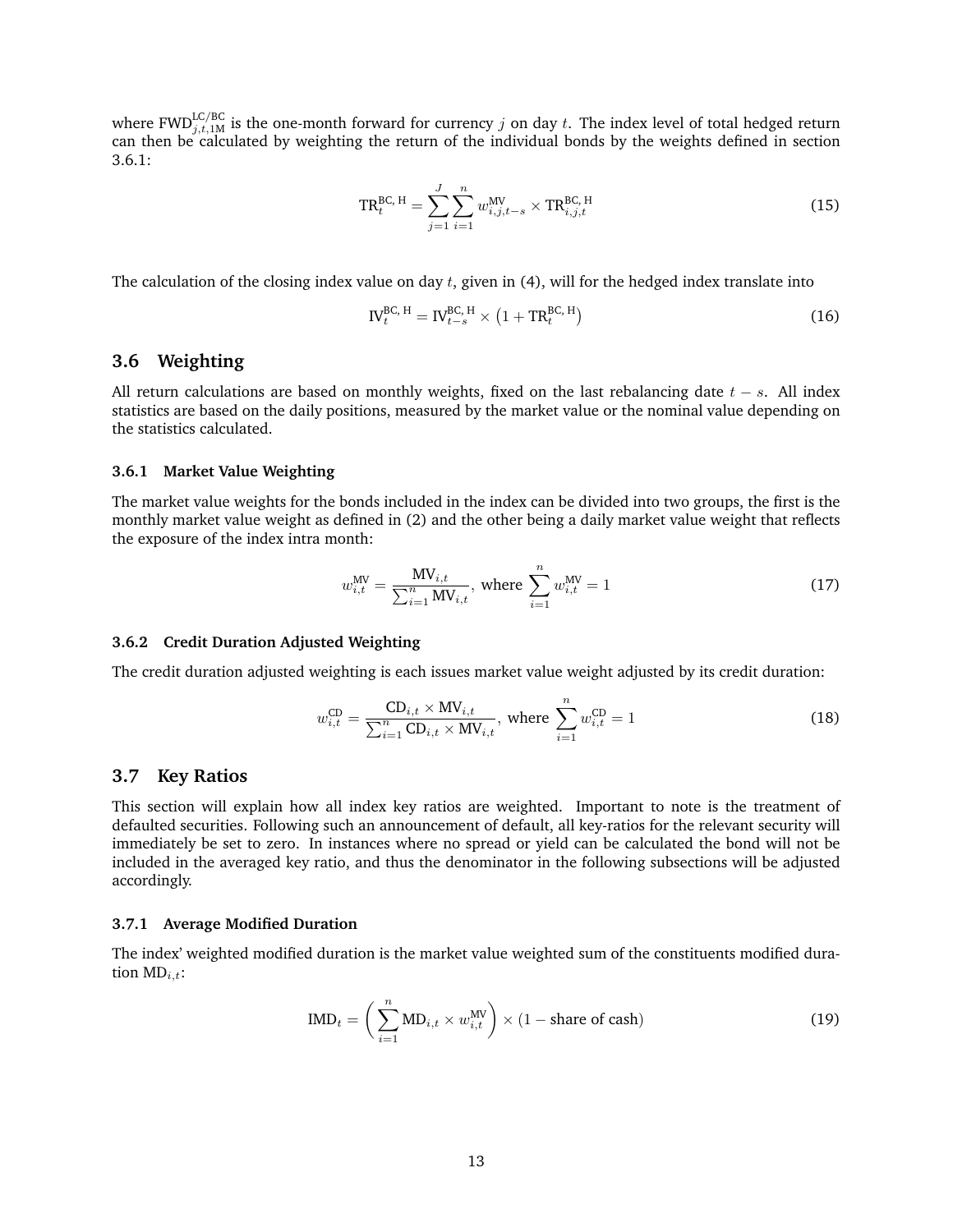where $\text{FWD}_{j,t,1\text{M}}^{\text{LC/BC}}$ is the one-month forward for currency $j$ on day $t$. The index level of total hedged return can then be calculated by weighting the return of the individual bonds by the weights defined in section 3.6.1:

$$\text{TR}_t^{\text{BC, H}} = \sum_{j=1}^{J} \sum_{i=1}^{n} w_{i,j,t-s}^{\text{MV}} \times \text{TR}_{i,j,t}^{\text{BC, H}} \tag{15}$$

The calculation of the closing index value on day $t$, given in (4), will for the hedged index translate into

$$\text{IV}_t^{\text{BC, H}} = \text{IV}_{t-s}^{\text{BC, H}} \times \left(1 + \text{TR}_t^{\text{BC, H}}\right) \tag{16}$$

## 3.6 Weighting

All return calculations are based on monthly weights, fixed on the last rebalancing date $t - s$. All index statistics are based on the daily positions, measured by the market value or the nominal value depending on the statistics calculated.

### 3.6.1 Market Value Weighting

The market value weights for the bonds included in the index can be divided into two groups, the first is the monthly market value weight as defined in (2) and the other being a daily market value weight that reflects the exposure of the index intra month:

$$w_{i,t}^{\text{MV}} = \frac{\text{MV}_{i,t}}{\sum_{i=1}^{n} \text{MV}_{i,t}}, \text{ where } \sum_{i=1}^{n} w_{i,t}^{\text{MV}} = 1 \tag{17}$$

### 3.6.2 Credit Duration Adjusted Weighting

The credit duration adjusted weighting is each issues market value weight adjusted by its credit duration:

$$w_{i,t}^{\text{CD}} = \frac{\text{CD}_{i,t} \times \text{MV}_{i,t}}{\sum_{i=1}^{n} \text{CD}_{i,t} \times \text{MV}_{i,t}}, \text{ where } \sum_{i=1}^{n} w_{i,t}^{\text{CD}} = 1 \tag{18}$$

## 3.7 Key Ratios

This section will explain how all index key ratios are weighted. Important to note is the treatment of defaulted securities. Following such an announcement of default, all key-ratios for the relevant security will immediately be set to zero. In instances where no spread or yield can be calculated the bond will not be included in the averaged key ratio, and thus the denominator in the following subsections will be adjusted accordingly.

### 3.7.1 Average Modified Duration

The index' weighted modified duration is the market value weighted sum of the constituents modified duration $\text{MD}_{i,t}$:

$$\text{IMD}_t = \left(\sum_{i=1}^{n} \text{MD}_{i,t} \times w_{i,t}^{\text{MV}}\right) \times (1 - \text{share of cash}) \tag{19}$$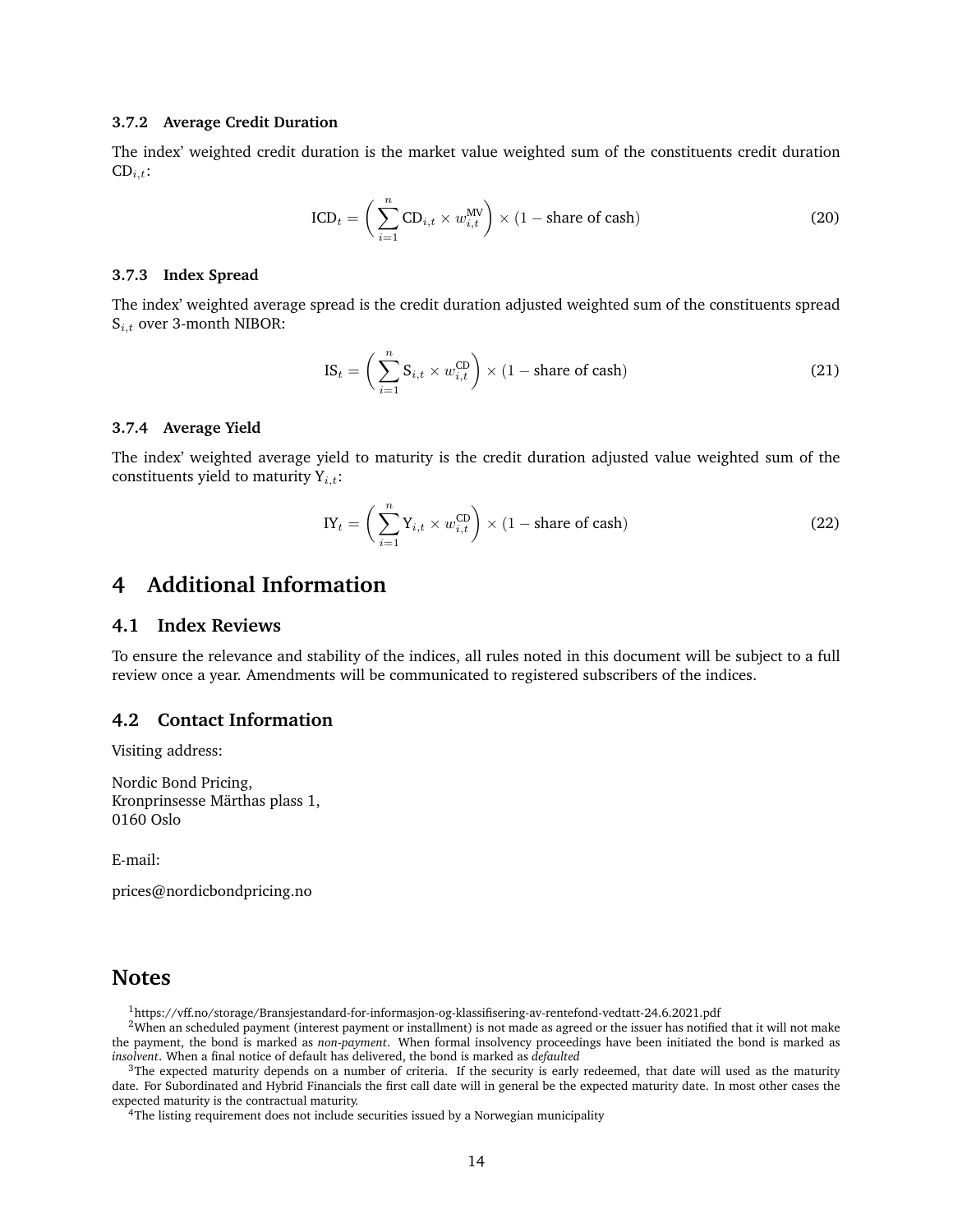### 3.7.2 Average Credit Duration

The index' weighted credit duration is the market value weighted sum of the constituents credit duration $\text{CD}_{i,t}$:

$$\text{ICD}_t = \left( \sum_{i=1}^{n} \text{CD}_{i,t} \times w_{i,t}^{\text{MV}} \right) \times (1 - \text{share of cash}) \tag{20}$$

### 3.7.3 Index Spread

The index' weighted average spread is the credit duration adjusted weighted sum of the constituents spread $\text{S}_{i,t}$ over 3-month NIBOR:

$$\text{IS}_t = \left( \sum_{i=1}^{n} \text{S}_{i,t} \times w_{i,t}^{\text{CD}} \right) \times (1 - \text{share of cash}) \tag{21}$$

### 3.7.4 Average Yield

The index' weighted average yield to maturity is the credit duration adjusted value weighted sum of the constituents yield to maturity $\text{Y}_{i,t}$:

$$\text{IY}_t = \left( \sum_{i=1}^{n} \text{Y}_{i,t} \times w_{i,t}^{\text{CD}} \right) \times (1 - \text{share of cash}) \tag{22}$$

# 4 Additional Information

## 4.1 Index Reviews

To ensure the relevance and stability of the indices, all rules noted in this document will be subject to a full review once a year. Amendments will be communicated to registered subscribers of the indices.

## 4.2 Contact Information

Visiting address:

Nordic Bond Pricing,
Kronprinsesse Märthas plass 1,
0160 Oslo

E-mail:

prices@nordicbondpricing.no

# Notes

[1] https://vff.no/storage/Bransjestandard-for-informasjon-og-klassifisering-av-rentefond-vedtatt-24.6.2021.pdf

[2] When an scheduled payment (interest payment or installment) is not made as agreed or the issuer has notified that it will not make the payment, the bond is marked as *non-payment*. When formal insolvency proceedings have been initiated the bond is marked as *insolvent*. When a final notice of default has delivered, the bond is marked as *defaulted*

[3] The expected maturity depends on a number of criteria. If the security is early redeemed, that date will used as the maturity date. For Subordinated and Hybrid Financials the first call date will in general be the expected maturity date. In most other cases the expected maturity is the contractual maturity.

[4] The listing requirement does not include securities issued by a Norwegian municipality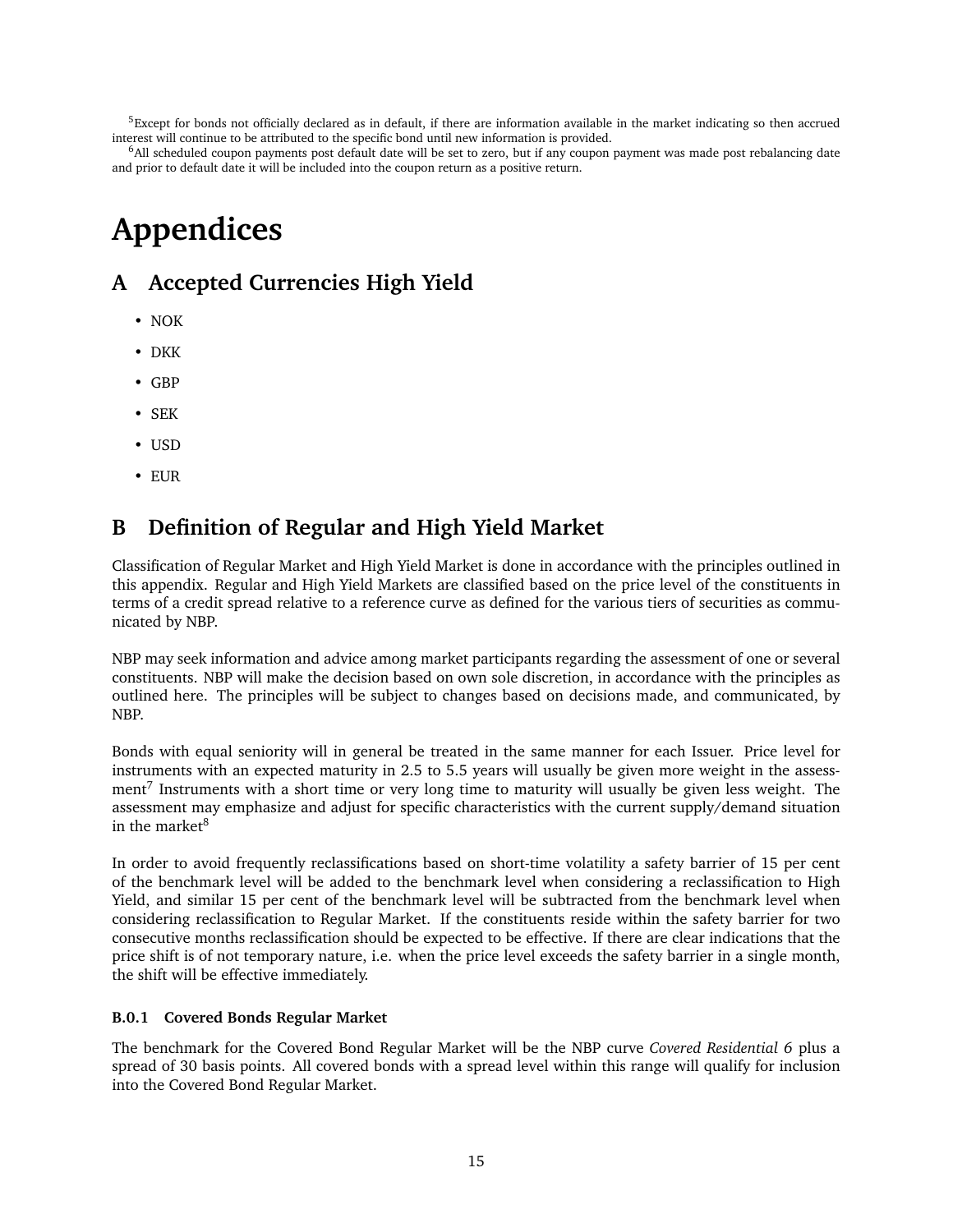[5]Except for bonds not officially declared as in default, if there are information available in the market indicating so then accrued interest will continue to be attributed to the specific bond until new information is provided.

[6]All scheduled coupon payments post default date will be set to zero, but if any coupon payment was made post rebalancing date and prior to default date it will be included into the coupon return as a positive return.

# Appendices

## A Accepted Currencies High Yield

- NOK
- DKK
- GBP
- SEK
- USD
- EUR

## B Definition of Regular and High Yield Market

Classification of Regular Market and High Yield Market is done in accordance with the principles outlined in this appendix. Regular and High Yield Markets are classified based on the price level of the constituents in terms of a credit spread relative to a reference curve as defined for the various tiers of securities as communicated by NBP.

NBP may seek information and advice among market participants regarding the assessment of one or several constituents. NBP will make the decision based on own sole discretion, in accordance with the principles as outlined here. The principles will be subject to changes based on decisions made, and communicated, by NBP.

Bonds with equal seniority will in general be treated in the same manner for each Issuer. Price level for instruments with an expected maturity in 2.5 to 5.5 years will usually be given more weight in the assessment[7] Instruments with a short time or very long time to maturity will usually be given less weight. The assessment may emphasize and adjust for specific characteristics with the current supply/demand situation in the market[8]

In order to avoid frequently reclassifications based on short-time volatility a safety barrier of 15 per cent of the benchmark level will be added to the benchmark level when considering a reclassification to High Yield, and similar 15 per cent of the benchmark level will be subtracted from the benchmark level when considering reclassification to Regular Market. If the constituents reside within the safety barrier for two consecutive months reclassification should be expected to be effective. If there are clear indications that the price shift is of not temporary nature, i.e. when the price level exceeds the safety barrier in a single month, the shift will be effective immediately.

#### B.0.1 Covered Bonds Regular Market

The benchmark for the Covered Bond Regular Market will be the NBP curve *Covered Residential 6* plus a spread of 30 basis points. All covered bonds with a spread level within this range will qualify for inclusion into the Covered Bond Regular Market.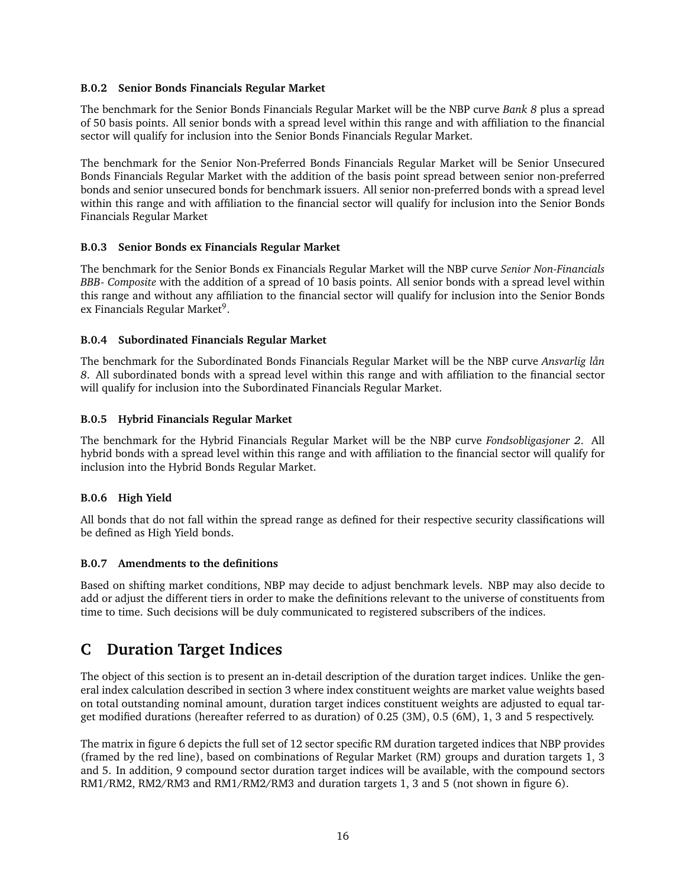### B.0.2 Senior Bonds Financials Regular Market

The benchmark for the Senior Bonds Financials Regular Market will be the NBP curve *Bank 8* plus a spread of 50 basis points. All senior bonds with a spread level within this range and with affiliation to the financial sector will qualify for inclusion into the Senior Bonds Financials Regular Market.

The benchmark for the Senior Non-Preferred Bonds Financials Regular Market will be Senior Unsecured Bonds Financials Regular Market with the addition of the basis point spread between senior non-preferred bonds and senior unsecured bonds for benchmark issuers. All senior non-preferred bonds with a spread level within this range and with affiliation to the financial sector will qualify for inclusion into the Senior Bonds Financials Regular Market

### B.0.3 Senior Bonds ex Financials Regular Market

The benchmark for the Senior Bonds ex Financials Regular Market will the NBP curve *Senior Non-Financials BBB- Composite* with the addition of a spread of 10 basis points. All senior bonds with a spread level within this range and without any affiliation to the financial sector will qualify for inclusion into the Senior Bonds ex Financials Regular Market[9].

### B.0.4 Subordinated Financials Regular Market

The benchmark for the Subordinated Bonds Financials Regular Market will be the NBP curve *Ansvarlig lån 8*. All subordinated bonds with a spread level within this range and with affiliation to the financial sector will qualify for inclusion into the Subordinated Financials Regular Market.

### B.0.5 Hybrid Financials Regular Market

The benchmark for the Hybrid Financials Regular Market will be the NBP curve *Fondsobligasjoner 2*. All hybrid bonds with a spread level within this range and with affiliation to the financial sector will qualify for inclusion into the Hybrid Bonds Regular Market.

### B.0.6 High Yield

All bonds that do not fall within the spread range as defined for their respective security classifications will be defined as High Yield bonds.

### B.0.7 Amendments to the definitions

Based on shifting market conditions, NBP may decide to adjust benchmark levels. NBP may also decide to add or adjust the different tiers in order to make the definitions relevant to the universe of constituents from time to time. Such decisions will be duly communicated to registered subscribers of the indices.

# C Duration Target Indices

The object of this section is to present an in-detail description of the duration target indices. Unlike the general index calculation described in section 3 where index constituent weights are market value weights based on total outstanding nominal amount, duration target indices constituent weights are adjusted to equal target modified durations (hereafter referred to as duration) of 0.25 (3M), 0.5 (6M), 1, 3 and 5 respectively.

The matrix in figure 6 depicts the full set of 12 sector specific RM duration targeted indices that NBP provides (framed by the red line), based on combinations of Regular Market (RM) groups and duration targets 1, 3 and 5. In addition, 9 compound sector duration target indices will be available, with the compound sectors RM1/RM2, RM2/RM3 and RM1/RM2/RM3 and duration targets 1, 3 and 5 (not shown in figure 6).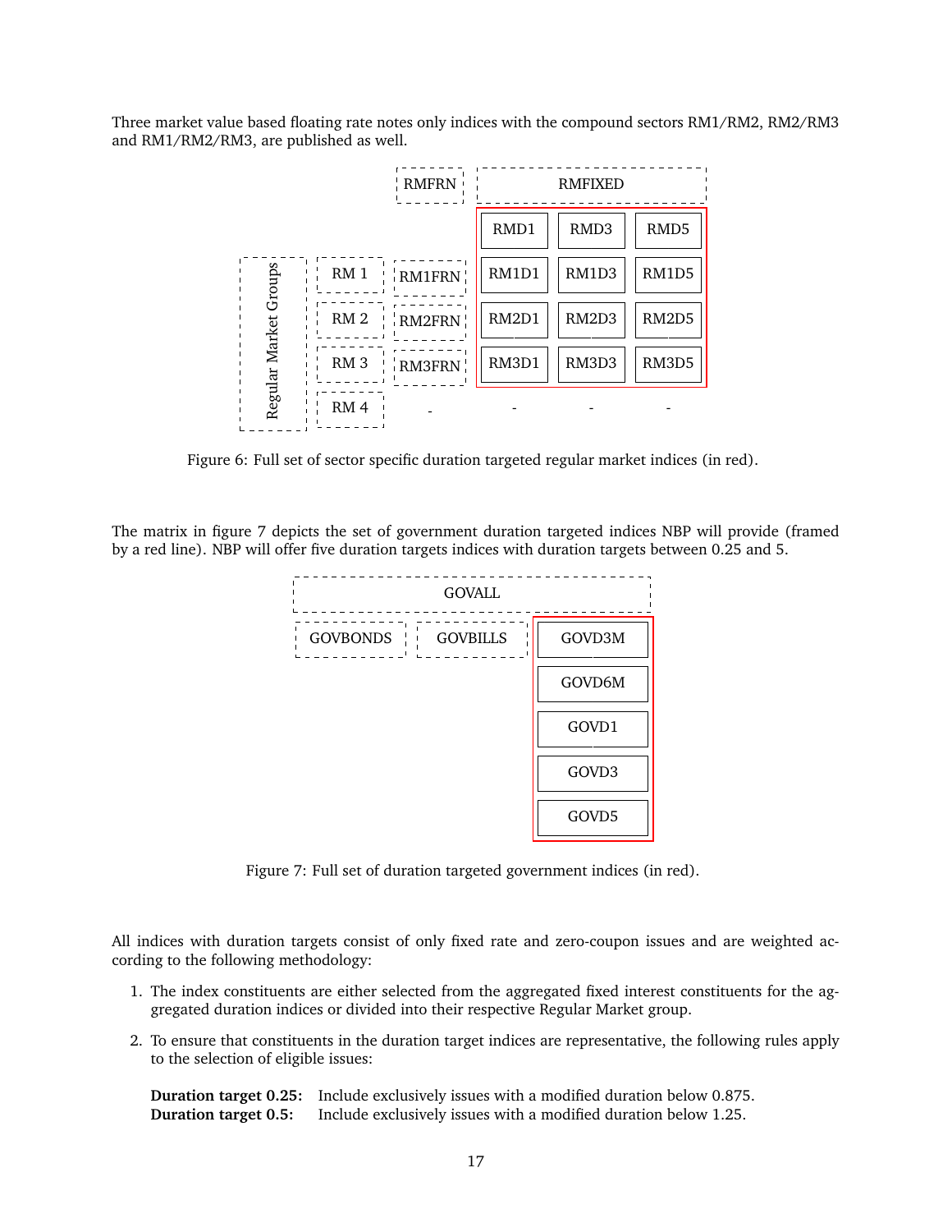Three market value based floating rate notes only indices with the compound sectors RM1/RM2, RM2/RM3 and RM1/RM2/RM3, are published as well.

| | | RMFRN | RMFIXED | | |
|---|---|---|---|---|---|
| | | | RMD1 | RMD3 | RMD5 |
| Regular Market Groups | RM 1 | RM1FRN | RM1D1 | RM1D3 | RM1D5 |
| | RM 2 | RM2FRN | RM2D1 | RM2D3 | RM2D5 |
| | RM 3 | RM3FRN | RM3D1 | RM3D3 | RM3D5 |
| | RM 4 | - | - | - | - |

Figure 6: Full set of sector specific duration targeted regular market indices (in red).

The matrix in figure 7 depicts the set of government duration targeted indices NBP will provide (framed by a red line). NBP will offer five duration targets indices with duration targets between 0.25 and 5.

| GOVALL | | |
|---|---|---|
| GOVBONDS | GOVBILLS | GOVD3M |
| | | GOVD6M |
| | | GOVD1 |
| | | GOVD3 |
| | | GOVD5 |

Figure 7: Full set of duration targeted government indices (in red).

All indices with duration targets consist of only fixed rate and zero-coupon issues and are weighted according to the following methodology:

1. The index constituents are either selected from the aggregated fixed interest constituents for the aggregated duration indices or divided into their respective Regular Market group.

2. To ensure that constituents in the duration target indices are representative, the following rules apply to the selection of eligible issues:

   **Duration target 0.25:** Include exclusively issues with a modified duration below 0.875.
   **Duration target 0.5:** Include exclusively issues with a modified duration below 1.25.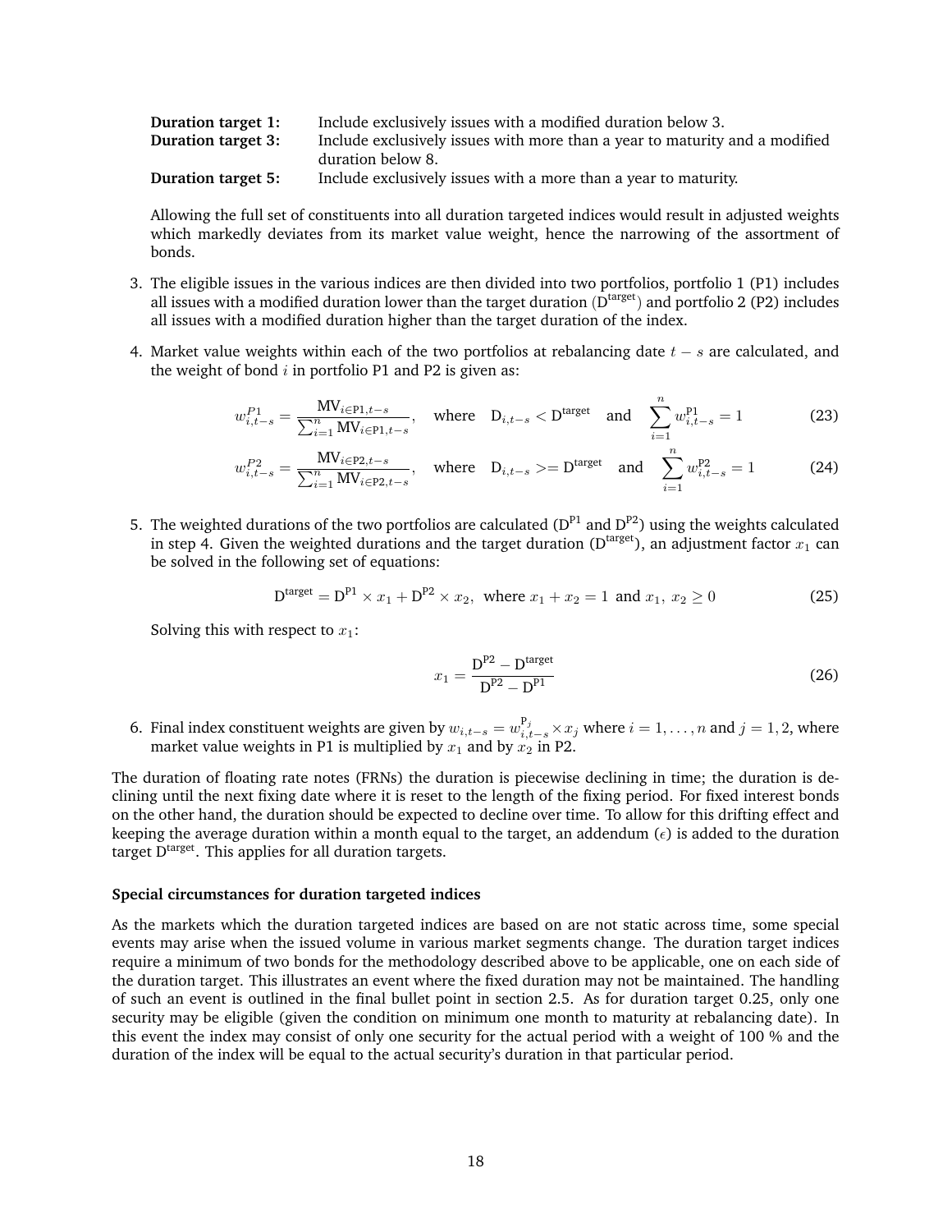**Duration target 1:** Include exclusively issues with a modified duration below 3.

**Duration target 3:** Include exclusively issues with more than a year to maturity and a modified duration below 8.

**Duration target 5:** Include exclusively issues with a more than a year to maturity.

Allowing the full set of constituents into all duration targeted indices would result in adjusted weights which markedly deviates from its market value weight, hence the narrowing of the assortment of bonds.

3. The eligible issues in the various indices are then divided into two portfolios, portfolio 1 (P1) includes all issues with a modified duration lower than the target duration ($\mathrm{D}^{\text{target}}$) and portfolio 2 (P2) includes all issues with a modified duration higher than the target duration of the index.

4. Market value weights within each of the two portfolios at rebalancing date $t-s$ are calculated, and the weight of bond $i$ in portfolio P1 and P2 is given as:

$$w_{i,t-s}^{P1} = \frac{\mathrm{MV}_{i \in \mathrm{P1}, t-s}}{\sum_{i=1}^{n} \mathrm{MV}_{i \in \mathrm{P1}, t-s}}, \quad \text{where} \quad \mathrm{D}_{i,t-s} < \mathrm{D}^{\text{target}} \quad \text{and} \quad \sum_{i=1}^{n} w_{i,t-s}^{\mathrm{P1}} = 1 \tag{23}$$

$$w_{i,t-s}^{P2} = \frac{\mathrm{MV}_{i \in \mathrm{P2}, t-s}}{\sum_{i=1}^{n} \mathrm{MV}_{i \in \mathrm{P2}, t-s}}, \quad \text{where} \quad \mathrm{D}_{i,t-s} >= \mathrm{D}^{\text{target}} \quad \text{and} \quad \sum_{i=1}^{n} w_{i,t-s}^{\mathrm{P2}} = 1 \tag{24}$$

5. The weighted durations of the two portfolios are calculated ($\mathrm{D}^{\mathrm{P1}}$ and $\mathrm{D}^{\mathrm{P2}}$) using the weights calculated in step 4. Given the weighted durations and the target duration ($\mathrm{D}^{\text{target}}$), an adjustment factor $x_1$ can be solved in the following set of equations:

$$\mathrm{D}^{\text{target}} = \mathrm{D}^{\mathrm{P1}} \times x_1 + \mathrm{D}^{\mathrm{P2}} \times x_2, \;\; \text{where } x_1 + x_2 = 1 \text{ and } x_1, \; x_2 \geq 0 \tag{25}$$

Solving this with respect to $x_1$:

$$x_1 = \frac{\mathrm{D}^{\mathrm{P2}} - \mathrm{D}^{\text{target}}}{\mathrm{D}^{\mathrm{P2}} - \mathrm{D}^{\mathrm{P1}}} \tag{26}$$

6. Final index constituent weights are given by $w_{i,t-s} = w_{i,t-s}^{\mathrm{P}_j} \times x_j$ where $i = 1, \ldots, n$ and $j = 1, 2$, where market value weights in P1 is multiplied by $x_1$ and by $x_2$ in P2.

The duration of floating rate notes (FRNs) the duration is piecewise declining in time; the duration is declining until the next fixing date where it is reset to the length of the fixing period. For fixed interest bonds on the other hand, the duration should be expected to decline over time. To allow for this drifting effect and keeping the average duration within a month equal to the target, an addendum ($\epsilon$) is added to the duration target $\mathrm{D}^{\text{target}}$. This applies for all duration targets.

**Special circumstances for duration targeted indices**

As the markets which the duration targeted indices are based on are not static across time, some special events may arise when the issued volume in various market segments change. The duration target indices require a minimum of two bonds for the methodology described above to be applicable, one on each side of the duration target. This illustrates an event where the fixed duration may not be maintained. The handling of such an event is outlined in the final bullet point in section 2.5. As for duration target 0.25, only one security may be eligible (given the condition on minimum one month to maturity at rebalancing date). In this event the index may consist of only one security for the actual period with a weight of 100 % and the duration of the index will be equal to the actual security's duration in that particular period.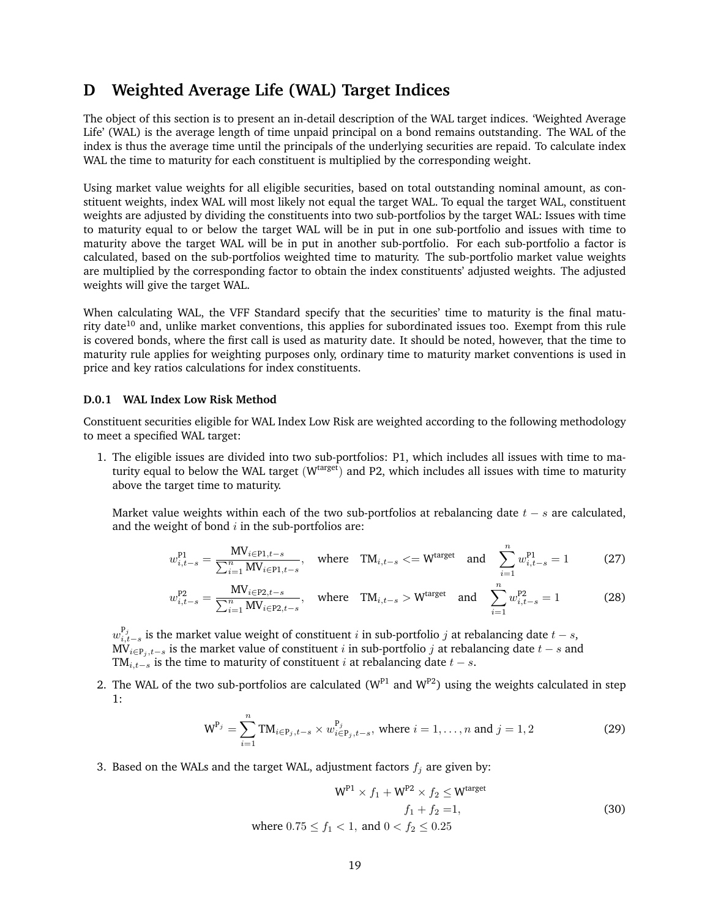# D Weighted Average Life (WAL) Target Indices

The object of this section is to present an in-detail description of the WAL target indices. 'Weighted Average Life' (WAL) is the average length of time unpaid principal on a bond remains outstanding. The WAL of the index is thus the average time until the principals of the underlying securities are repaid. To calculate index WAL the time to maturity for each constituent is multiplied by the corresponding weight.

Using market value weights for all eligible securities, based on total outstanding nominal amount, as constituent weights, index WAL will most likely not equal the target WAL. To equal the target WAL, constituent weights are adjusted by dividing the constituents into two sub-portfolios by the target WAL: Issues with time to maturity equal to or below the target WAL will be in put in one sub-portfolio and issues with time to maturity above the target WAL will be in put in another sub-portfolio. For each sub-portfolio a factor is calculated, based on the sub-portfolios weighted time to maturity. The sub-portfolio market value weights are multiplied by the corresponding factor to obtain the index constituents' adjusted weights. The adjusted weights will give the target WAL.

When calculating WAL, the VFF Standard specify that the securities' time to maturity is the final maturity date[10] and, unlike market conventions, this applies for subordinated issues too. Exempt from this rule is covered bonds, where the first call is used as maturity date. It should be noted, however, that the time to maturity rule applies for weighting purposes only, ordinary time to maturity market conventions is used in price and key ratios calculations for index constituents.

### D.0.1 WAL Index Low Risk Method

Constituent securities eligible for WAL Index Low Risk are weighted according to the following methodology to meet a specified WAL target:

1. The eligible issues are divided into two sub-portfolios: P1, which includes all issues with time to maturity equal to below the WAL target ($\mathrm{W}^{\text{target}}$) and P2, which includes all issues with time to maturity above the target time to maturity.

   Market value weights within each of the two sub-portfolios at rebalancing date $t-s$ are calculated, and the weight of bond $i$ in the sub-portfolios are:

$$w_{i,t-s}^{\text{P1}} = \frac{\text{MV}_{i\in\text{P1},t-s}}{\sum_{i=1}^{n}\text{MV}_{i\in\text{P1},t-s}}, \quad \text{where} \quad \text{TM}_{i,t-s} <= \mathrm{W}^{\text{target}} \quad \text{and} \quad \sum_{i=1}^{n} w_{i,t-s}^{\text{P1}} = 1 \tag{27}$$

$$w_{i,t-s}^{\text{P2}} = \frac{\text{MV}_{i\in\text{P2},t-s}}{\sum_{i=1}^{n}\text{MV}_{i\in\text{P2},t-s}}, \quad \text{where} \quad \text{TM}_{i,t-s} > \mathrm{W}^{\text{target}} \quad \text{and} \quad \sum_{i=1}^{n} w_{i,t-s}^{\text{P2}} = 1 \tag{28}$$

   $w_{i,t-s}^{\text{P}_j}$ is the market value weight of constituent $i$ in sub-portfolio $j$ at rebalancing date $t-s$,
   $\text{MV}_{i\in\text{P}_j,t-s}$ is the market value of constituent $i$ in sub-portfolio $j$ at rebalancing date $t-s$ and
   $\text{TM}_{i,t-s}$ is the time to maturity of constituent $i$ at rebalancing date $t-s$.

2. The WAL of the two sub-portfolios are calculated ($\mathrm{W}^{\text{P1}}$ and $\mathrm{W}^{\text{P2}}$) using the weights calculated in step 1:

$$\mathrm{W}^{\text{P}_j} = \sum_{i=1}^{n} \text{TM}_{i\in\text{P}_j,t-s} \times w_{i\in\text{P}_j,t-s}^{\text{P}_j}, \text{ where } i = 1,\ldots,n \text{ and } j = 1,2 \tag{29}$$

3. Based on the WALs and the target WAL, adjustment factors $f_j$ are given by:

$$\begin{aligned} \mathrm{W}^{\text{P1}} \times f_1 + \mathrm{W}^{\text{P2}} \times f_2 &\leq \mathrm{W}^{\text{target}} \\ f_1 + f_2 &= 1, \\ \text{where } 0.75 \leq f_1 < 1, \text{ and } 0 < f_2 &\leq 0.25 \end{aligned} \tag{30}$$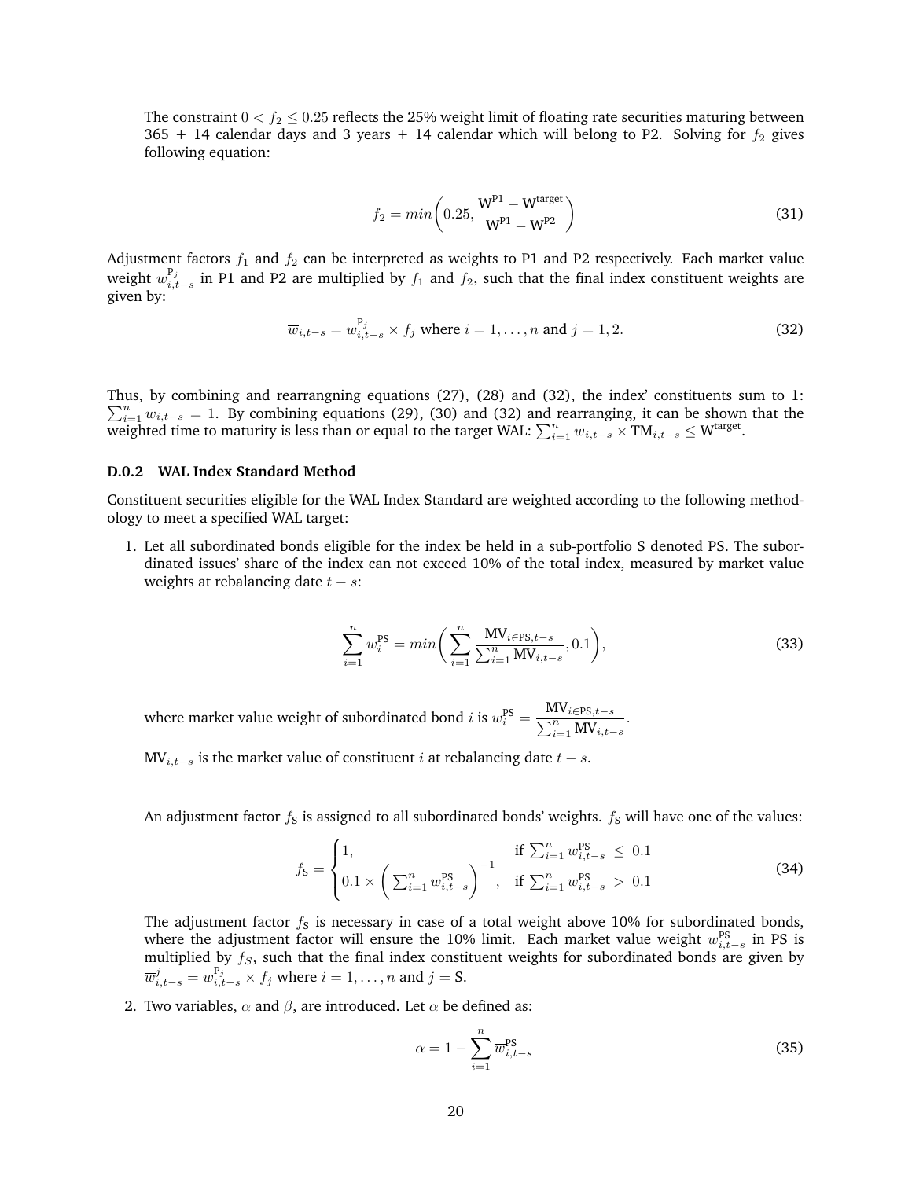The constraint $0 < f_2 \leq 0.25$ reflects the 25% weight limit of floating rate securities maturing between 365 + 14 calendar days and 3 years + 14 calendar which will belong to P2. Solving for $f_2$ gives following equation:

$$f_2 = min\left(0.25, \frac{\mathsf{W}^{\text{P1}} - \mathsf{W}^{\text{target}}}{\mathsf{W}^{\text{P1}} - \mathsf{W}^{\text{P2}}}\right) \tag{31}$$

Adjustment factors $f_1$ and $f_2$ can be interpreted as weights to P1 and P2 respectively. Each market value weight $w_{i,t-s}^{\text{P}_j}$ in P1 and P2 are multiplied by $f_1$ and $f_2$, such that the final index constituent weights are given by:

$$\overline{w}_{i,t-s} = w_{i,t-s}^{\text{P}_j} \times f_j \text{ where } i = 1, \ldots, n \text{ and } j = 1, 2. \tag{32}$$

Thus, by combining and rearrangning equations (27), (28) and (32), the index' constituents sum to 1: $\sum_{i=1}^{n} \overline{w}_{i,t-s} = 1$. By combining equations (29), (30) and (32) and rearranging, it can be shown that the weighted time to maturity is less than or equal to the target WAL: $\sum_{i=1}^{n} \overline{w}_{i,t-s} \times \text{TM}_{i,t-s} \leq \text{W}^{\text{target}}$.

### D.0.2 WAL Index Standard Method

Constituent securities eligible for the WAL Index Standard are weighted according to the following methodology to meet a specified WAL target:

1. Let all subordinated bonds eligible for the index be held in a sub-portfolio S denoted PS. The subordinated issues' share of the index can not exceed 10% of the total index, measured by market value weights at rebalancing date $t - s$:

$$\sum_{i=1}^{n} w_i^{\text{PS}} = min\left(\sum_{i=1}^{n} \frac{\text{MV}_{i \in \text{PS}, t-s}}{\sum_{i=1}^{n} \text{MV}_{i,t-s}}, 0.1\right), \tag{33}$$

   where market value weight of subordinated bond $i$ is $w_i^{\text{PS}} = \dfrac{\text{MV}_{i \in \text{PS}, t-s}}{\sum_{i=1}^{n} \text{MV}_{i,t-s}}$.

   $\text{MV}_{i,t-s}$ is the market value of constituent $i$ at rebalancing date $t - s$.

   An adjustment factor $f_{\text{S}}$ is assigned to all subordinated bonds' weights. $f_{\text{S}}$ will have one of the values:

$$f_{\text{S}} = \begin{cases} 1, & \text{if } \sum_{i=1}^{n} w_{i,t-s}^{\text{PS}} \leq 0.1 \\ 0.1 \times \left(\sum_{i=1}^{n} w_{i,t-s}^{\text{PS}}\right)^{-1}, & \text{if } \sum_{i=1}^{n} w_{i,t-s}^{\text{PS}} > 0.1 \end{cases} \tag{34}$$

   The adjustment factor $f_{\text{S}}$ is necessary in case of a total weight above 10% for subordinated bonds, where the adjustment factor will ensure the 10% limit. Each market value weight $w_{i,t-s}^{\text{PS}}$ in PS is multiplied by $f_S$, such that the final index constituent weights for subordinated bonds are given by $\overline{w}_{i,t-s}^{j} = w_{i,t-s}^{\text{P}_j} \times f_j$ where $i = 1, \ldots, n$ and $j = \text{S}$.

2. Two variables, $\alpha$ and $\beta$, are introduced. Let $\alpha$ be defined as:

$$\alpha = 1 - \sum_{i=1}^{n} \overline{w}_{i,t-s}^{\text{PS}} \tag{35}$$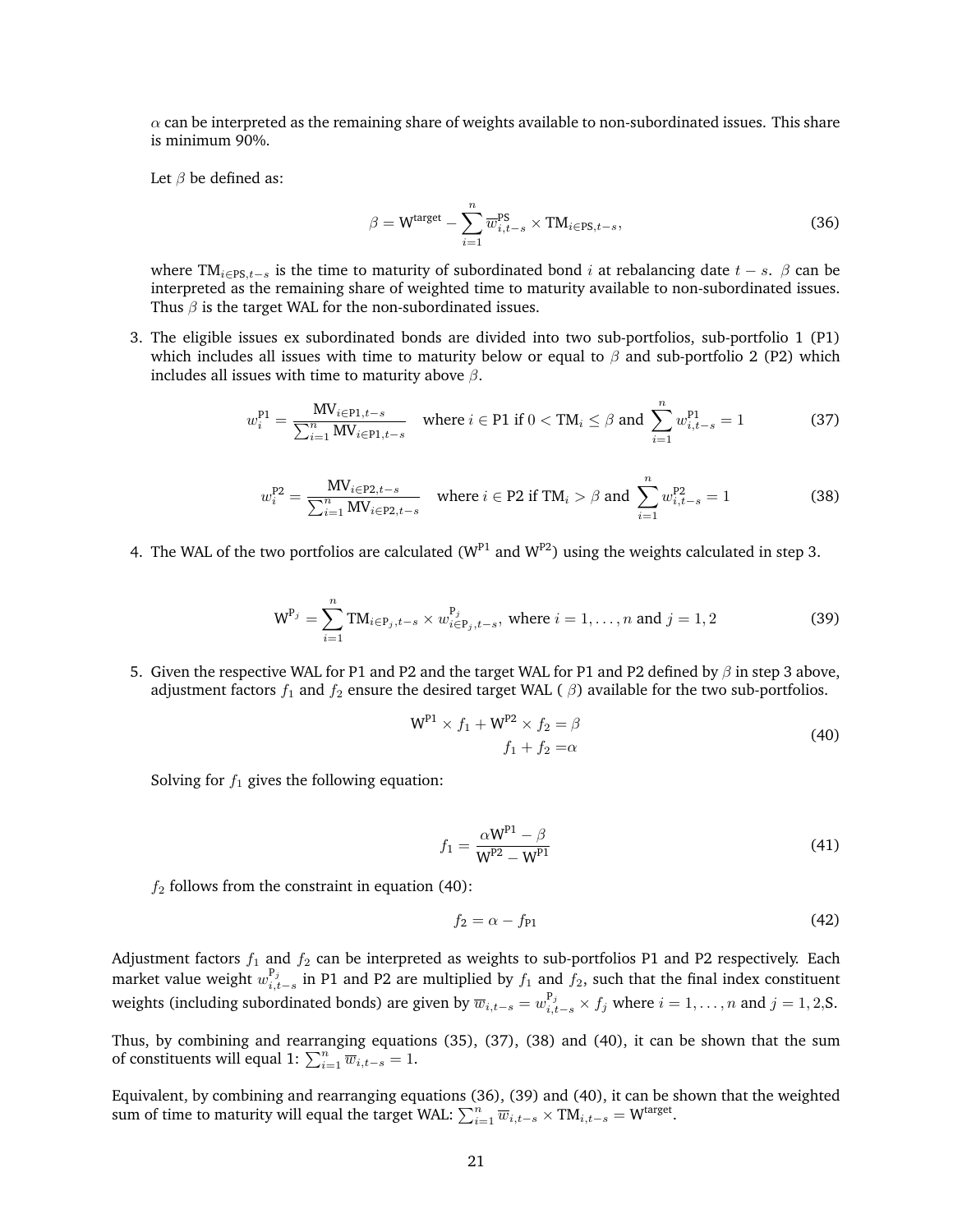$\alpha$ can be interpreted as the remaining share of weights available to non-subordinated issues. This share is minimum 90%.

Let $\beta$ be defined as:

$$\beta = \text{W}^{\text{target}} - \sum_{i=1}^{n} \overline{w}_{i,t-s}^{\text{PS}} \times \text{TM}_{i \in \text{PS},t-s}, \tag{36}$$

where $\text{TM}_{i \in \text{PS},t-s}$ is the time to maturity of subordinated bond $i$ at rebalancing date $t-s$. $\beta$ can be interpreted as the remaining share of weighted time to maturity available to non-subordinated issues. Thus $\beta$ is the target WAL for the non-subordinated issues.

3. The eligible issues ex subordinated bonds are divided into two sub-portfolios, sub-portfolio 1 (P1) which includes all issues with time to maturity below or equal to $\beta$ and sub-portfolio 2 (P2) which includes all issues with time to maturity above $\beta$.

$$w_i^{\text{P1}} = \frac{\text{MV}_{i \in \text{P1},t-s}}{\sum_{i=1}^{n} \text{MV}_{i \in \text{P1},t-s}} \quad \text{where } i \in \text{P1 if } 0 < \text{TM}_i \leq \beta \text{ and } \sum_{i=1}^{n} w_{i,t-s}^{\text{P1}} = 1 \tag{37}$$

$$w_i^{\text{P2}} = \frac{\text{MV}_{i \in \text{P2},t-s}}{\sum_{i=1}^{n} \text{MV}_{i \in \text{P2},t-s}} \quad \text{where } i \in \text{P2 if } \text{TM}_i > \beta \text{ and } \sum_{i=1}^{n} w_{i,t-s}^{\text{P2}} = 1 \tag{38}$$

4. The WAL of the two portfolios are calculated ($\text{W}^{\text{P1}}$ and $\text{W}^{\text{P2}}$) using the weights calculated in step 3.

$$\text{W}^{\text{P}_j} = \sum_{i=1}^{n} \text{TM}_{i \in \text{P}_j,t-s} \times w_{i \in \text{P}_j,t-s}^{\text{P}_j}, \text{ where } i = 1, \ldots, n \text{ and } j = 1, 2 \tag{39}$$

5. Given the respective WAL for P1 and P2 and the target WAL for P1 and P2 defined by $\beta$ in step 3 above, adjustment factors $f_1$ and $f_2$ ensure the desired target WAL ( $\beta$) available for the two sub-portfolios.

$$\begin{aligned} \text{W}^{\text{P1}} \times f_1 + \text{W}^{\text{P2}} \times f_2 &= \beta \\ f_1 + f_2 &= \alpha \end{aligned} \tag{40}$$

Solving for $f_1$ gives the following equation:

$$f_1 = \frac{\alpha \text{W}^{\text{P1}} - \beta}{\text{W}^{\text{P2}} - \text{W}^{\text{P1}}} \tag{41}$$

$f_2$ follows from the constraint in equation (40):

$$f_2 = \alpha - f_{\text{P1}} \tag{42}$$

Adjustment factors $f_1$ and $f_2$ can be interpreted as weights to sub-portfolios P1 and P2 respectively. Each market value weight $w_{i,t-s}^{\text{P}_j}$ in P1 and P2 are multiplied by $f_1$ and $f_2$, such that the final index constituent weights (including subordinated bonds) are given by $\overline{w}_{i,t-s} = w_{i,t-s}^{\text{P}_j} \times f_j$ where $i = 1, \ldots, n$ and $j = 1, 2,$S.

Thus, by combining and rearranging equations (35), (37), (38) and (40), it can be shown that the sum of constituents will equal 1: $\sum_{i=1}^{n} \overline{w}_{i,t-s} = 1$.

Equivalent, by combining and rearranging equations (36), (39) and (40), it can be shown that the weighted sum of time to maturity will equal the target WAL: $\sum_{i=1}^{n} \overline{w}_{i,t-s} \times \text{TM}_{i,t-s} = \text{W}^{\text{target}}$.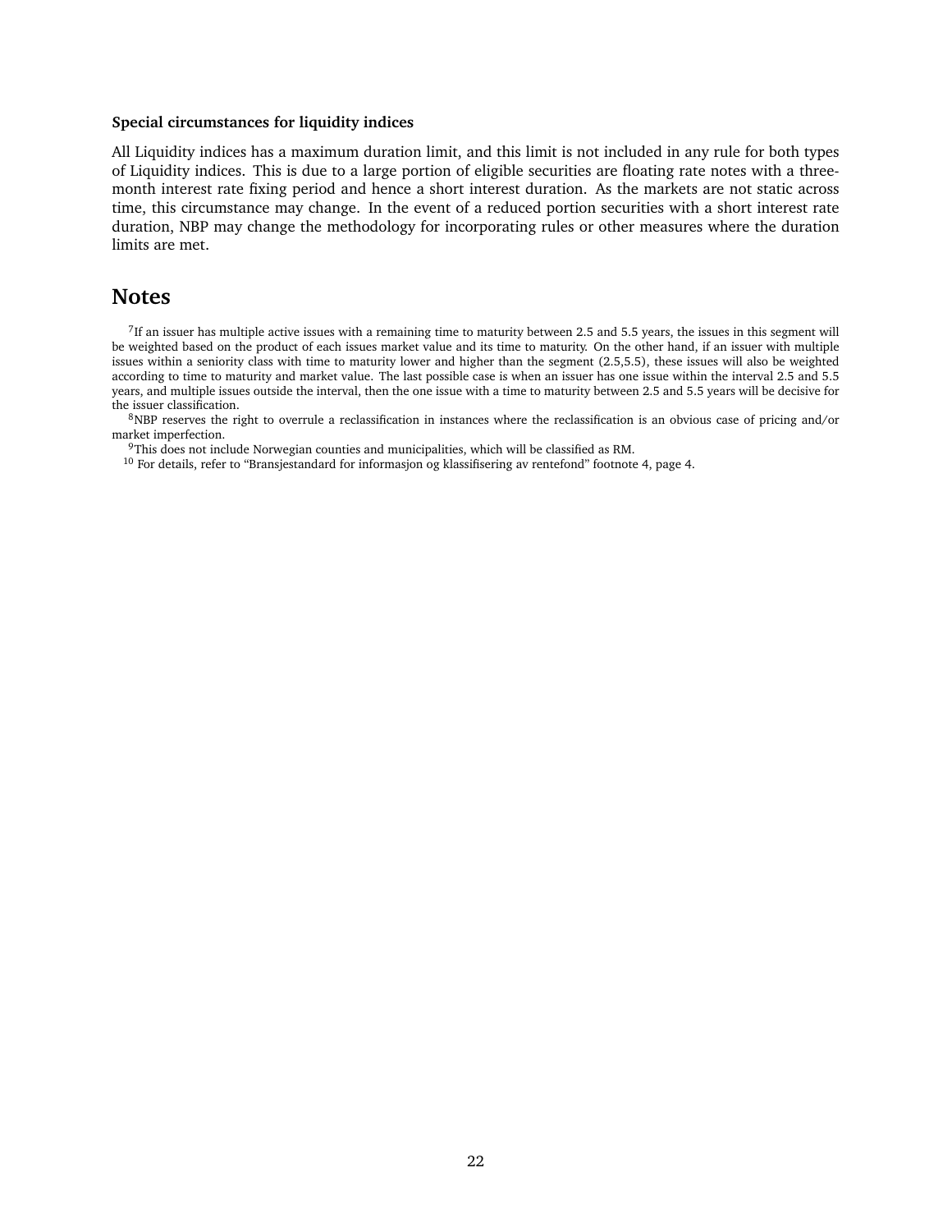**Special circumstances for liquidity indices**

All Liquidity indices has a maximum duration limit, and this limit is not included in any rule for both types of Liquidity indices. This is due to a large portion of eligible securities are floating rate notes with a three-month interest rate fixing period and hence a short interest duration. As the markets are not static across time, this circumstance may change. In the event of a reduced portion securities with a short interest rate duration, NBP may change the methodology for incorporating rules or other measures where the duration limits are met.

## Notes

[7]If an issuer has multiple active issues with a remaining time to maturity between 2.5 and 5.5 years, the issues in this segment will be weighted based on the product of each issues market value and its time to maturity. On the other hand, if an issuer with multiple issues within a seniority class with time to maturity lower and higher than the segment (2.5,5.5), these issues will also be weighted according to time to maturity and market value. The last possible case is when an issuer has one issue within the interval 2.5 and 5.5 years, and multiple issues outside the interval, then the one issue with a time to maturity between 2.5 and 5.5 years will be decisive for the issuer classification.

[8]NBP reserves the right to overrule a reclassification in instances where the reclassification is an obvious case of pricing and/or market imperfection.

[9]This does not include Norwegian counties and municipalities, which will be classified as RM.

[10] For details, refer to "Bransjestandard for informasjon og klassifisering av rentefond" footnote 4, page 4.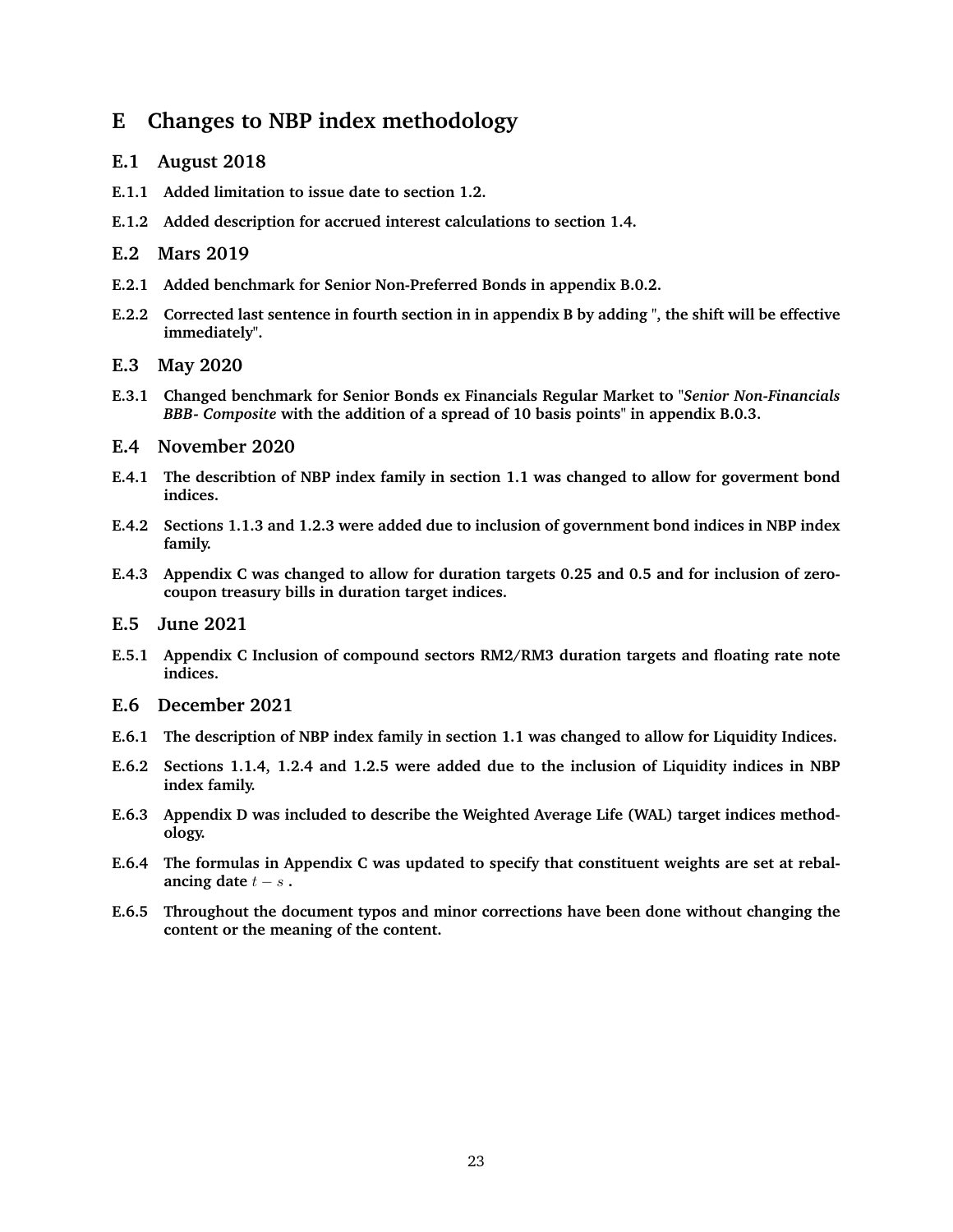# E Changes to NBP index methodology

## E.1 August 2018

**E.1.1 Added limitation to issue date to section 1.2.**

**E.1.2 Added description for accrued interest calculations to section 1.4.**

## E.2 Mars 2019

**E.2.1 Added benchmark for Senior Non-Preferred Bonds in appendix B.0.2.**

**E.2.2 Corrected last sentence in fourth section in in appendix B by adding ", the shift will be effective immediately".**

## E.3 May 2020

**E.3.1 Changed benchmark for Senior Bonds ex Financials Regular Market to "*Senior Non-Financials BBB- Composite* with the addition of a spread of 10 basis points" in appendix B.0.3.**

## E.4 November 2020

**E.4.1 The describtion of NBP index family in section 1.1 was changed to allow for goverment bond indices.**

**E.4.2 Sections 1.1.3 and 1.2.3 were added due to inclusion of government bond indices in NBP index family.**

**E.4.3 Appendix C was changed to allow for duration targets 0.25 and 0.5 and for inclusion of zero-coupon treasury bills in duration target indices.**

## E.5 June 2021

**E.5.1 Appendix C Inclusion of compound sectors RM2/RM3 duration targets and floating rate note indices.**

## E.6 December 2021

**E.6.1 The description of NBP index family in section 1.1 was changed to allow for Liquidity Indices.**

**E.6.2 Sections 1.1.4, 1.2.4 and 1.2.5 were added due to the inclusion of Liquidity indices in NBP index family.**

**E.6.3 Appendix D was included to describe the Weighted Average Life (WAL) target indices methodology.**

**E.6.4 The formulas in Appendix C was updated to specify that constituent weights are set at rebalancing date $t - s$ .**

**E.6.5 Throughout the document typos and minor corrections have been done without changing the content or the meaning of the content.**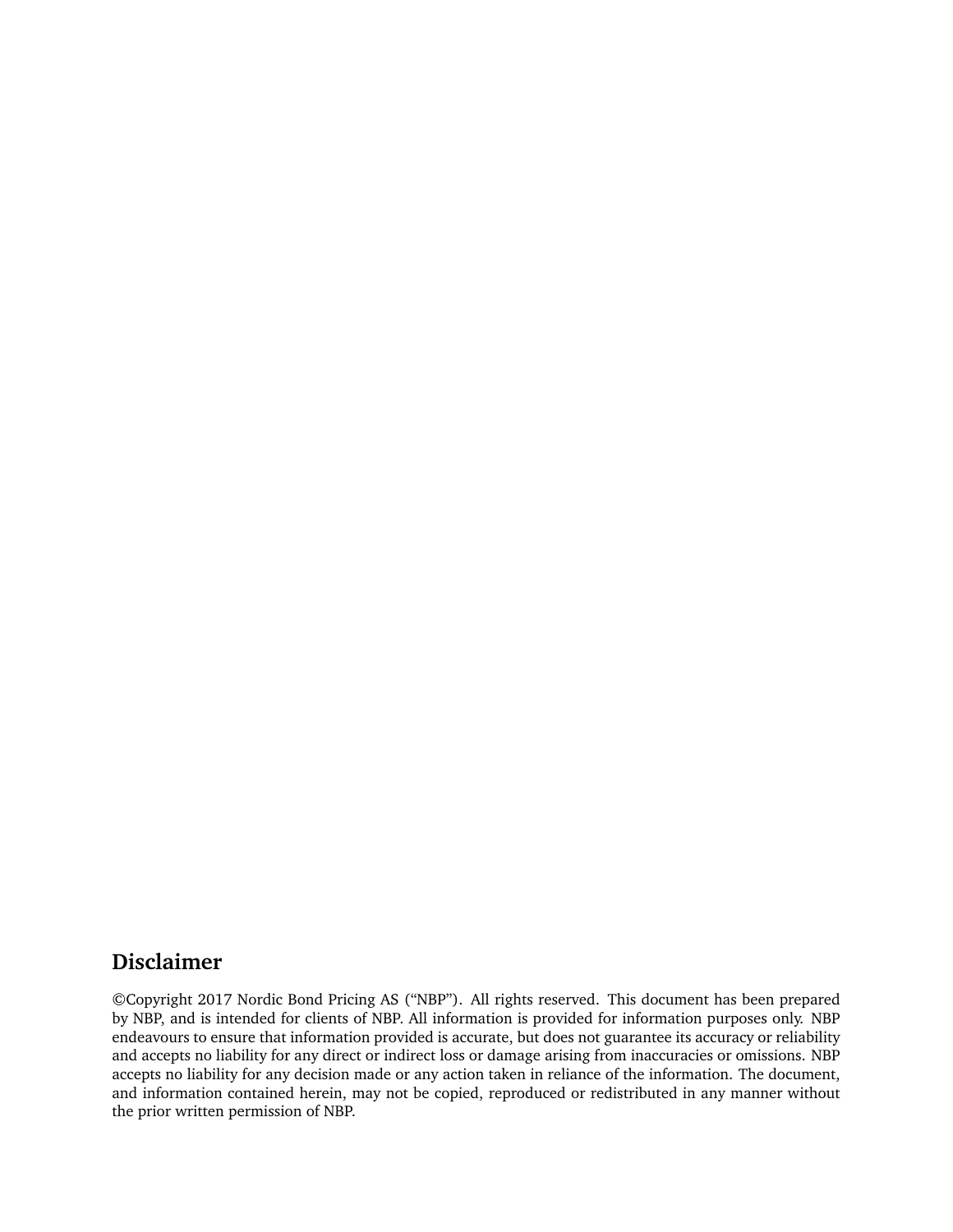## Disclaimer

©Copyright 2017 Nordic Bond Pricing AS ("NBP"). All rights reserved. This document has been prepared by NBP, and is intended for clients of NBP. All information is provided for information purposes only. NBP endeavours to ensure that information provided is accurate, but does not guarantee its accuracy or reliability and accepts no liability for any direct or indirect loss or damage arising from inaccuracies or omissions. NBP accepts no liability for any decision made or any action taken in reliance of the information. The document, and information contained herein, may not be copied, reproduced or redistributed in any manner without the prior written permission of NBP.